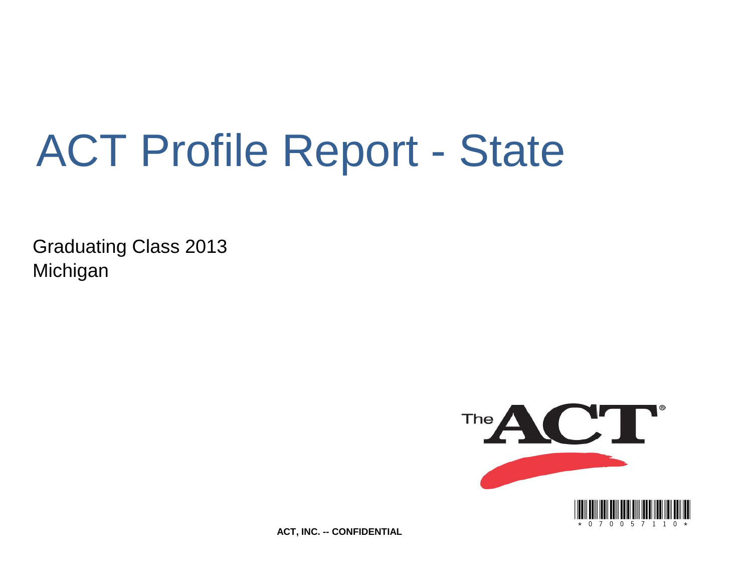# ACT Profile Report - State

Graduating Class 2013
Michigan

ACT, INC. -- CONFIDENTIAL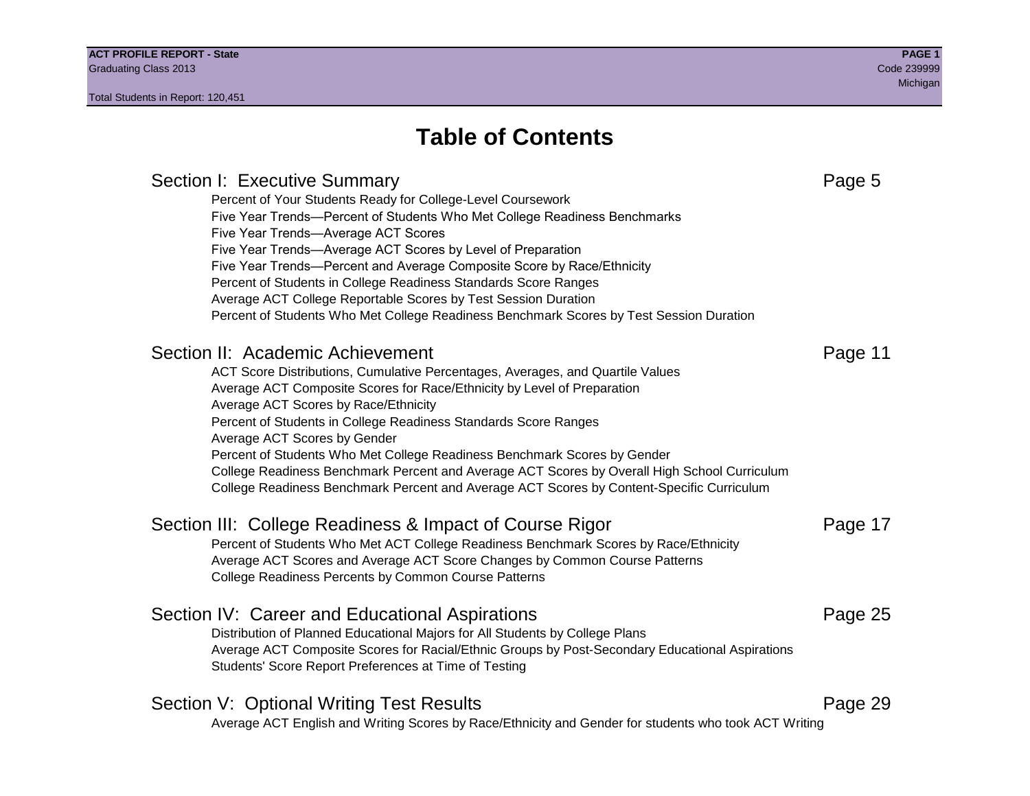# Table of Contents

## Section I: Executive Summary — Page 5

- Percent of Your Students Ready for College-Level Coursework
- Five Year Trends—Percent of Students Who Met College Readiness Benchmarks
- Five Year Trends—Average ACT Scores
- Five Year Trends—Average ACT Scores by Level of Preparation
- Five Year Trends—Percent and Average Composite Score by Race/Ethnicity
- Percent of Students in College Readiness Standards Score Ranges
- Average ACT College Reportable Scores by Test Session Duration
- Percent of Students Who Met College Readiness Benchmark Scores by Test Session Duration

## Section II: Academic Achievement — Page 11

- ACT Score Distributions, Cumulative Percentages, Averages, and Quartile Values
- Average ACT Composite Scores for Race/Ethnicity by Level of Preparation
- Average ACT Scores by Race/Ethnicity
- Percent of Students in College Readiness Standards Score Ranges
- Average ACT Scores by Gender
- Percent of Students Who Met College Readiness Benchmark Scores by Gender
- College Readiness Benchmark Percent and Average ACT Scores by Overall High School Curriculum
- College Readiness Benchmark Percent and Average ACT Scores by Content-Specific Curriculum

## Section III: College Readiness & Impact of Course Rigor — Page 17

- Percent of Students Who Met ACT College Readiness Benchmark Scores by Race/Ethnicity
- Average ACT Scores and Average ACT Score Changes by Common Course Patterns
- College Readiness Percents by Common Course Patterns

## Section IV: Career and Educational Aspirations — Page 25

- Distribution of Planned Educational Majors for All Students by College Plans
- Average ACT Composite Scores for Racial/Ethnic Groups by Post-Secondary Educational Aspirations
- Students' Score Report Preferences at Time of Testing

## Section V: Optional Writing Test Results — Page 29

- Average ACT English and Writing Scores by Race/Ethnicity and Gender for students who took ACT Writing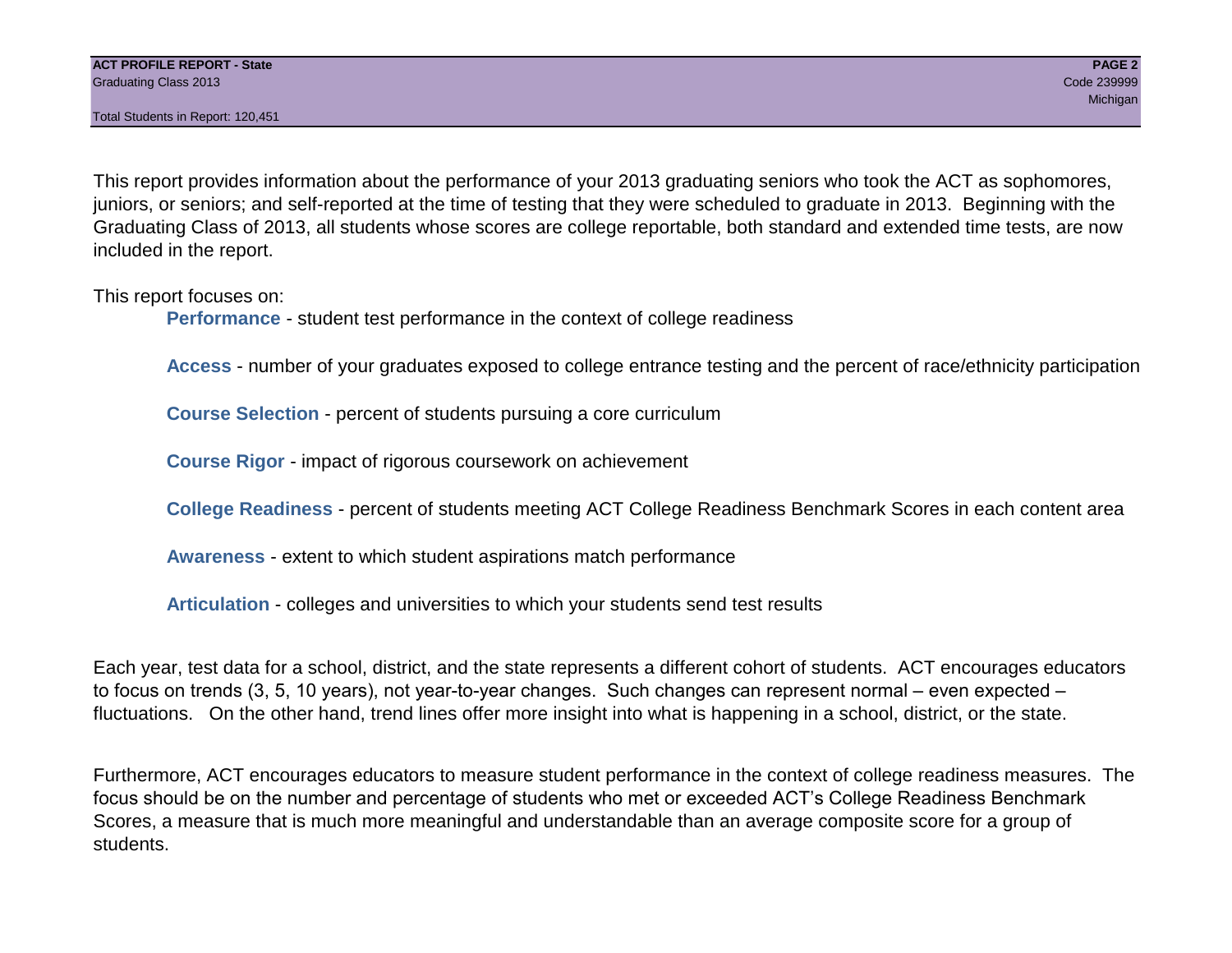This report provides information about the performance of your 2013 graduating seniors who took the ACT as sophomores, juniors, or seniors; and self-reported at the time of testing that they were scheduled to graduate in 2013. Beginning with the Graduating Class of 2013, all students whose scores are college reportable, both standard and extended time tests, are now included in the report.

This report focuses on:

- **Performance** - student test performance in the context of college readiness
- **Access** - number of your graduates exposed to college entrance testing and the percent of race/ethnicity participation
- **Course Selection** - percent of students pursuing a core curriculum
- **Course Rigor** - impact of rigorous coursework on achievement
- **College Readiness** - percent of students meeting ACT College Readiness Benchmark Scores in each content area
- **Awareness** - extent to which student aspirations match performance
- **Articulation** - colleges and universities to which your students send test results

Each year, test data for a school, district, and the state represents a different cohort of students. ACT encourages educators to focus on trends (3, 5, 10 years), not year-to-year changes. Such changes can represent normal – even expected – fluctuations. On the other hand, trend lines offer more insight into what is happening in a school, district, or the state.

Furthermore, ACT encourages educators to measure student performance in the context of college readiness measures. The focus should be on the number and percentage of students who met or exceeded ACT's College Readiness Benchmark Scores, a measure that is much more meaningful and understandable than an average composite score for a group of students.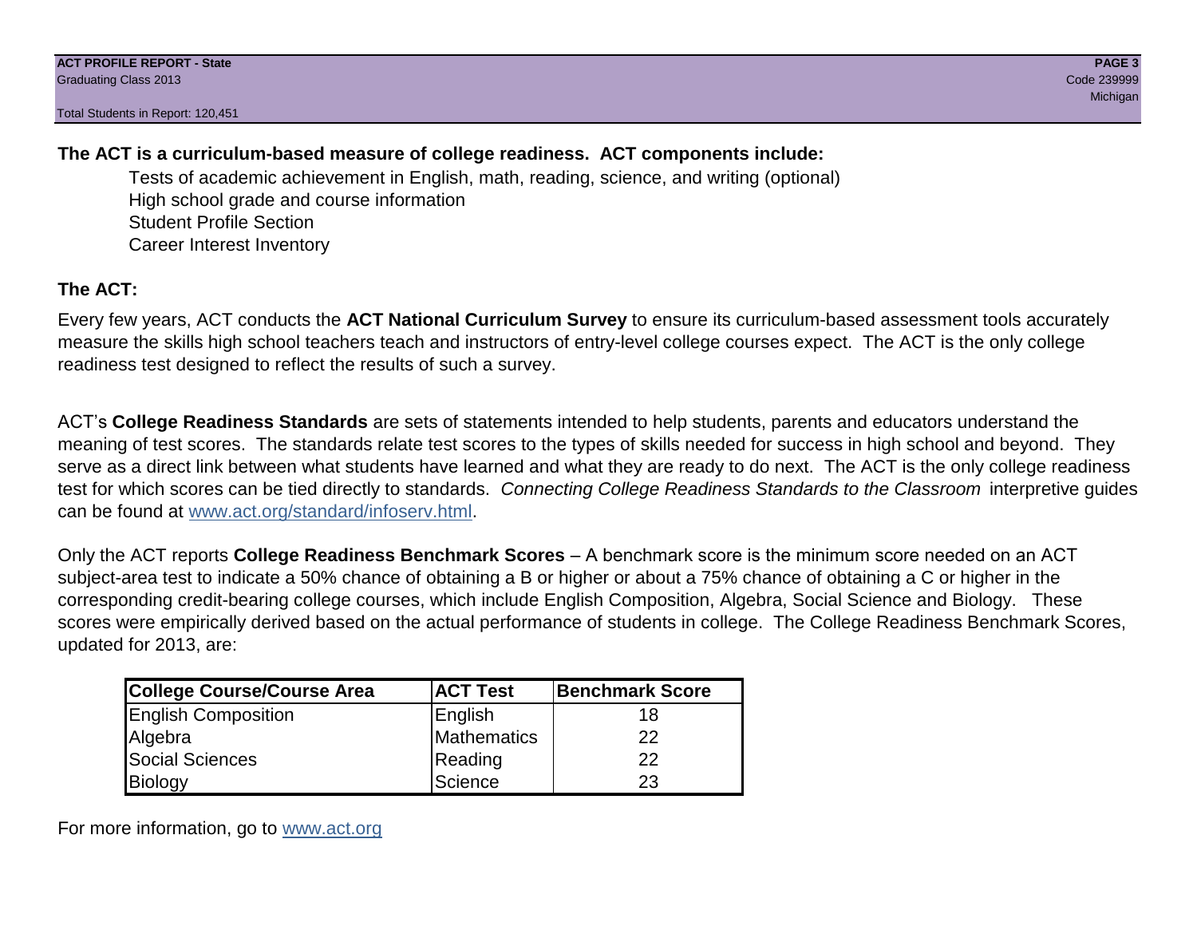**The ACT is a curriculum-based measure of college readiness. ACT components include:**

- Tests of academic achievement in English, math, reading, science, and writing (optional)
- High school grade and course information
- Student Profile Section
- Career Interest Inventory

**The ACT:**

Every few years, ACT conducts the **ACT National Curriculum Survey** to ensure its curriculum-based assessment tools accurately measure the skills high school teachers teach and instructors of entry-level college courses expect. The ACT is the only college readiness test designed to reflect the results of such a survey.

ACT's **College Readiness Standards** are sets of statements intended to help students, parents and educators understand the meaning of test scores. The standards relate test scores to the types of skills needed for success in high school and beyond. They serve as a direct link between what students have learned and what they are ready to do next. The ACT is the only college readiness test for which scores can be tied directly to standards. *Connecting College Readiness Standards to the Classroom* interpretive guides can be found at www.act.org/standard/infoserv.html.

Only the ACT reports **College Readiness Benchmark Scores** – A benchmark score is the minimum score needed on an ACT subject-area test to indicate a 50% chance of obtaining a B or higher or about a 75% chance of obtaining a C or higher in the corresponding credit-bearing college courses, which include English Composition, Algebra, Social Science and Biology. These scores were empirically derived based on the actual performance of students in college. The College Readiness Benchmark Scores, updated for 2013, are:

| College Course/Course Area | ACT Test | Benchmark Score |
|---|---|---|
| English Composition | English | 18 |
| Algebra | Mathematics | 22 |
| Social Sciences | Reading | 22 |
| Biology | Science | 23 |

For more information, go to www.act.org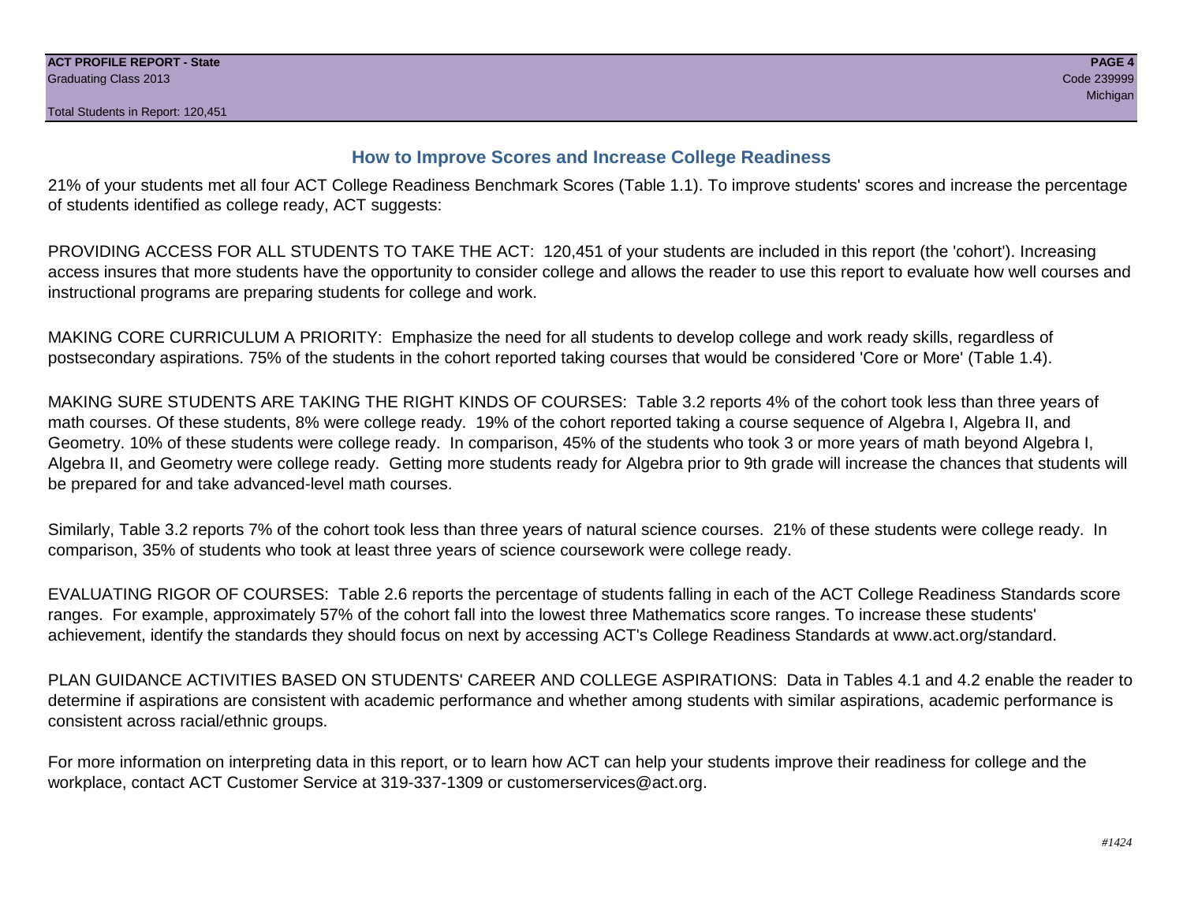## How to Improve Scores and Increase College Readiness

21% of your students met all four ACT College Readiness Benchmark Scores (Table 1.1). To improve students' scores and increase the percentage of students identified as college ready, ACT suggests:

PROVIDING ACCESS FOR ALL STUDENTS TO TAKE THE ACT: 120,451 of your students are included in this report (the 'cohort'). Increasing access insures that more students have the opportunity to consider college and allows the reader to use this report to evaluate how well courses and instructional programs are preparing students for college and work.

MAKING CORE CURRICULUM A PRIORITY: Emphasize the need for all students to develop college and work ready skills, regardless of postsecondary aspirations. 75% of the students in the cohort reported taking courses that would be considered 'Core or More' (Table 1.4).

MAKING SURE STUDENTS ARE TAKING THE RIGHT KINDS OF COURSES: Table 3.2 reports 4% of the cohort took less than three years of math courses. Of these students, 8% were college ready. 19% of the cohort reported taking a course sequence of Algebra I, Algebra II, and Geometry. 10% of these students were college ready. In comparison, 45% of the students who took 3 or more years of math beyond Algebra I, Algebra II, and Geometry were college ready. Getting more students ready for Algebra prior to 9th grade will increase the chances that students will be prepared for and take advanced-level math courses.

Similarly, Table 3.2 reports 7% of the cohort took less than three years of natural science courses. 21% of these students were college ready. In comparison, 35% of students who took at least three years of science coursework were college ready.

EVALUATING RIGOR OF COURSES: Table 2.6 reports the percentage of students falling in each of the ACT College Readiness Standards score ranges. For example, approximately 57% of the cohort fall into the lowest three Mathematics score ranges. To increase these students' achievement, identify the standards they should focus on next by accessing ACT's College Readiness Standards at www.act.org/standard.

PLAN GUIDANCE ACTIVITIES BASED ON STUDENTS' CAREER AND COLLEGE ASPIRATIONS: Data in Tables 4.1 and 4.2 enable the reader to determine if aspirations are consistent with academic performance and whether among students with similar aspirations, academic performance is consistent across racial/ethnic groups.

For more information on interpreting data in this report, or to learn how ACT can help your students improve their readiness for college and the workplace, contact ACT Customer Service at 319-337-1309 or customerservices@act.org.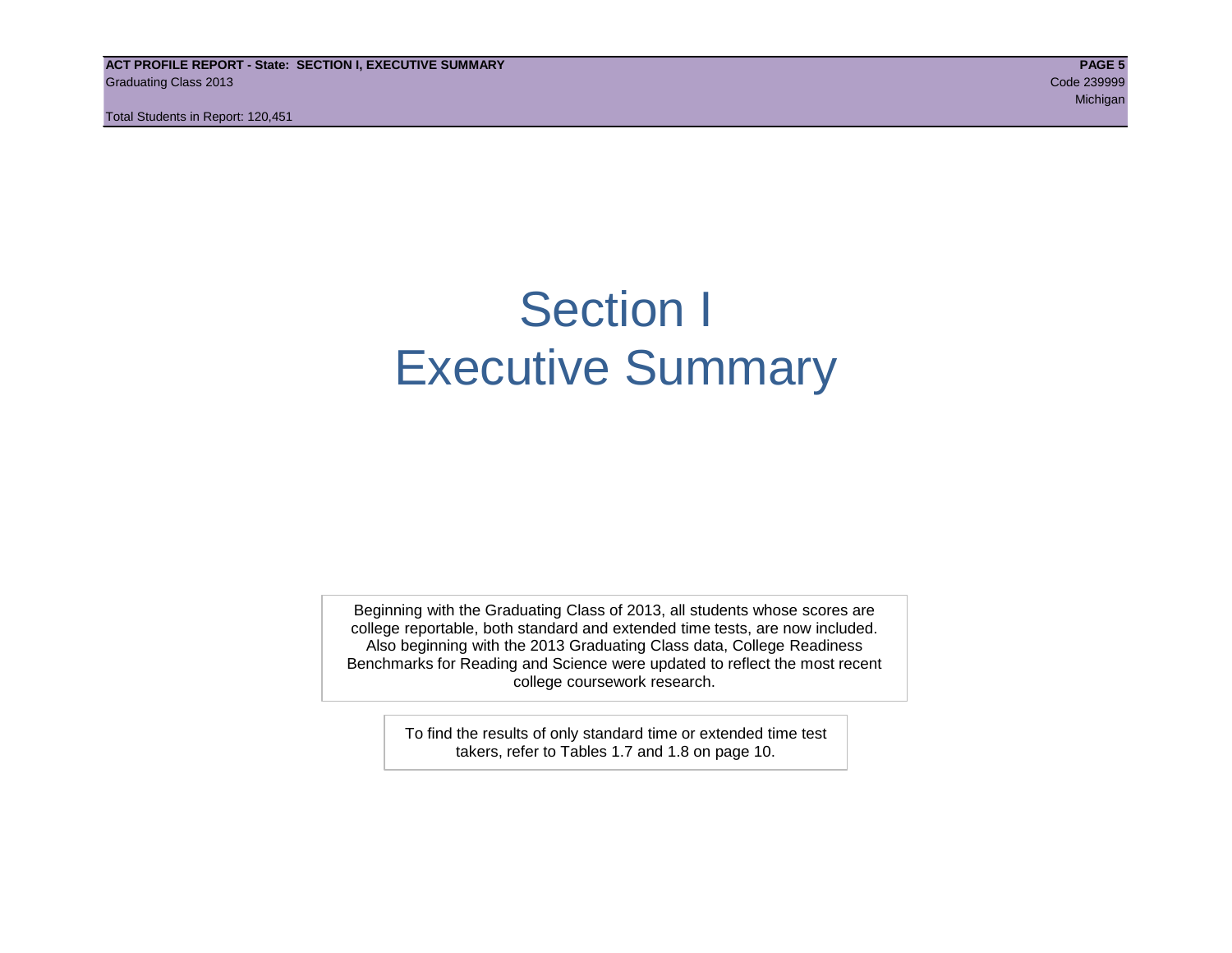# Section I
# Executive Summary

Beginning with the Graduating Class of 2013, all students whose scores are college reportable, both standard and extended time tests, are now included. Also beginning with the 2013 Graduating Class data, College Readiness Benchmarks for Reading and Science were updated to reflect the most recent college coursework research.

To find the results of only standard time or extended time test takers, refer to Tables 1.7 and 1.8 on page 10.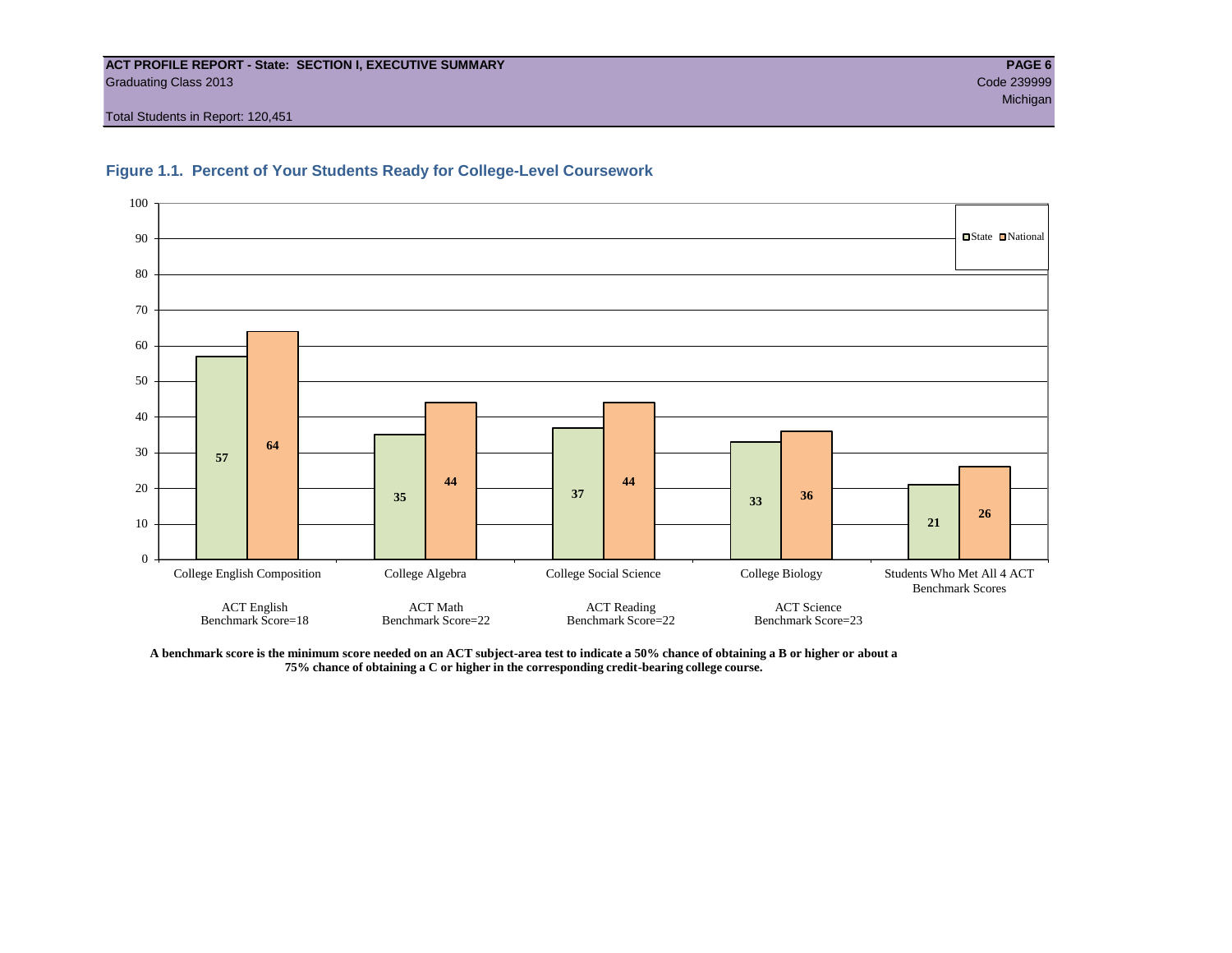ACT PROFILE REPORT - State: SECTION I, EXECUTIVE SUMMARY
Graduating Class 2013
Code 239999
Michigan

Total Students in Report: 120,451

## Figure 1.1. Percent of Your Students Ready for College-Level Coursework

| | State | National |
|---|---|---|
| College English Composition (ACT English Benchmark Score=18) | 57 | 64 |
| College Algebra (ACT Math Benchmark Score=22) | 35 | 44 |
| College Social Science (ACT Reading Benchmark Score=22) | 37 | 44 |
| College Biology (ACT Science Benchmark Score=23) | 33 | 36 |
| Students Who Met All 4 ACT Benchmark Scores | 21 | 26 |

**A benchmark score is the minimum score needed on an ACT subject-area test to indicate a 50% chance of obtaining a B or higher or about a 75% chance of obtaining a C or higher in the corresponding credit-bearing college course.**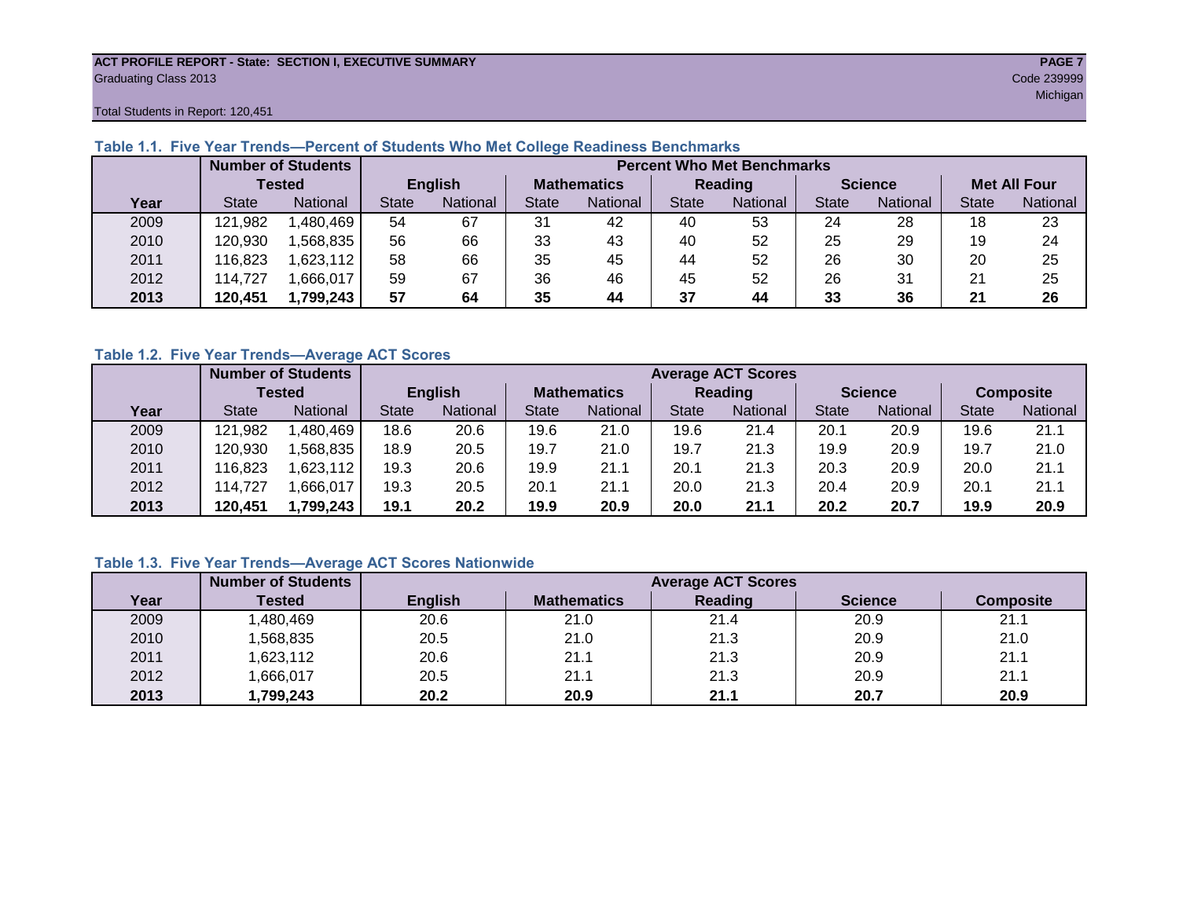ACT PROFILE REPORT - State: SECTION I, EXECUTIVE SUMMARY
Graduating Class 2013
Code 239999
Michigan
Total Students in Report: 120,451

### Table 1.1. Five Year Trends—Percent of Students Who Met College Readiness Benchmarks

| | Number of Students Tested | | Percent Who Met Benchmarks | | | | | | | | | |
|---|---|---|---|---|---|---|---|---|---|---|---|---|
| | | | English | | Mathematics | | Reading | | Science | | Met All Four | |
| Year | State | National | State | National | State | National | State | National | State | National | State | National |
| 2009 | 121,982 | 1,480,469 | 54 | 67 | 31 | 42 | 40 | 53 | 24 | 28 | 18 | 23 |
| 2010 | 120,930 | 1,568,835 | 56 | 66 | 33 | 43 | 40 | 52 | 25 | 29 | 19 | 24 |
| 2011 | 116,823 | 1,623,112 | 58 | 66 | 35 | 45 | 44 | 52 | 26 | 30 | 20 | 25 |
| 2012 | 114,727 | 1,666,017 | 59 | 67 | 36 | 46 | 45 | 52 | 26 | 31 | 21 | 25 |
| **2013** | **120,451** | **1,799,243** | **57** | **64** | **35** | **44** | **37** | **44** | **33** | **36** | **21** | **26** |

### Table 1.2. Five Year Trends—Average ACT Scores

| | Number of Students Tested | | Average ACT Scores | | | | | | | | | |
|---|---|---|---|---|---|---|---|---|---|---|---|---|
| | | | English | | Mathematics | | Reading | | Science | | Composite | |
| Year | State | National | State | National | State | National | State | National | State | National | State | National |
| 2009 | 121,982 | 1,480,469 | 18.6 | 20.6 | 19.6 | 21.0 | 19.6 | 21.4 | 20.1 | 20.9 | 19.6 | 21.1 |
| 2010 | 120,930 | 1,568,835 | 18.9 | 20.5 | 19.7 | 21.0 | 19.7 | 21.3 | 19.9 | 20.9 | 19.7 | 21.0 |
| 2011 | 116,823 | 1,623,112 | 19.3 | 20.6 | 19.9 | 21.1 | 20.1 | 21.3 | 20.3 | 20.9 | 20.0 | 21.1 |
| 2012 | 114,727 | 1,666,017 | 19.3 | 20.5 | 20.1 | 21.1 | 20.0 | 21.3 | 20.4 | 20.9 | 20.1 | 21.1 |
| **2013** | **120,451** | **1,799,243** | **19.1** | **20.2** | **19.9** | **20.9** | **20.0** | **21.1** | **20.2** | **20.7** | **19.9** | **20.9** |

### Table 1.3. Five Year Trends—Average ACT Scores Nationwide

| | Number of Students | Average ACT Scores | | | | |
|---|---|---|---|---|---|---|
| Year | Tested | English | Mathematics | Reading | Science | Composite |
| 2009 | 1,480,469 | 20.6 | 21.0 | 21.4 | 20.9 | 21.1 |
| 2010 | 1,568,835 | 20.5 | 21.0 | 21.3 | 20.9 | 21.0 |
| 2011 | 1,623,112 | 20.6 | 21.1 | 21.3 | 20.9 | 21.1 |
| 2012 | 1,666,017 | 20.5 | 21.1 | 21.3 | 20.9 | 21.1 |
| **2013** | **1,799,243** | **20.2** | **20.9** | **21.1** | **20.7** | **20.9** |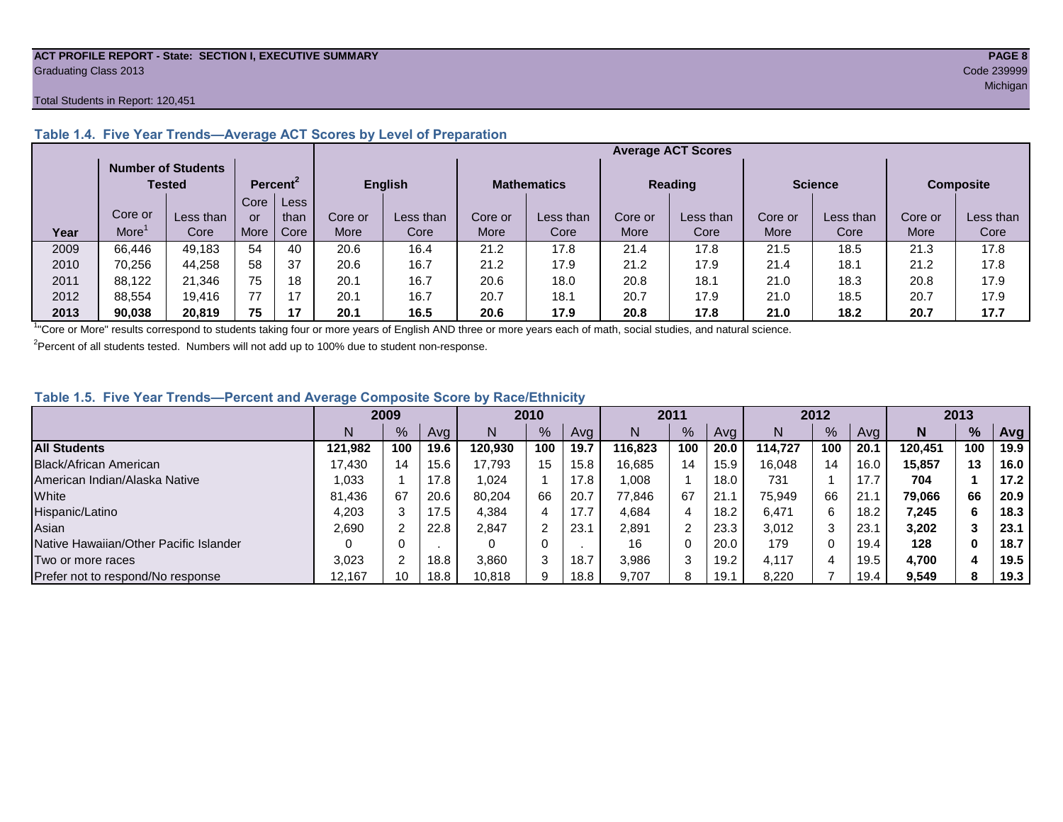**ACT PROFILE REPORT - State: SECTION I, EXECUTIVE SUMMARY**
Graduating Class 2013

Code 239999
Michigan

Total Students in Report: 120,451

### Table 1.4. Five Year Trends—Average ACT Scores by Level of Preparation

| | Number of Students Tested | | Percent[2] | | Average ACT Scores | | | | | | | | | |
|---|---|---|---|---|---|---|---|---|---|---|---|---|---|---|
| | | | | | English | | Mathematics | | Reading | | Science | | Composite | |
| Year | Core or More[1] | Less than Core | Core or More | Less than Core | Core or More | Less than Core | Core or More | Less than Core | Core or More | Less than Core | Core or More | Less than Core | Core or More | Less than Core |
| 2009 | 66,446 | 49,183 | 54 | 40 | 20.6 | 16.4 | 21.2 | 17.8 | 21.4 | 17.8 | 21.5 | 18.5 | 21.3 | 17.8 |
| 2010 | 70,256 | 44,258 | 58 | 37 | 20.6 | 16.7 | 21.2 | 17.9 | 21.2 | 17.9 | 21.4 | 18.1 | 21.2 | 17.8 |
| 2011 | 88,122 | 21,346 | 75 | 18 | 20.1 | 16.7 | 20.6 | 18.0 | 20.8 | 18.1 | 21.0 | 18.3 | 20.8 | 17.9 |
| 2012 | 88,554 | 19,416 | 77 | 17 | 20.1 | 16.7 | 20.7 | 18.1 | 20.7 | 17.9 | 21.0 | 18.5 | 20.7 | 17.9 |
| **2013** | **90,038** | **20,819** | **75** | **17** | **20.1** | **16.5** | **20.6** | **17.9** | **20.8** | **17.8** | **21.0** | **18.2** | **20.7** | **17.7** |

[1] "Core or More" results correspond to students taking four or more years of English AND three or more years each of math, social studies, and natural science.

[2] Percent of all students tested. Numbers will not add up to 100% due to student non-response.

### Table 1.5. Five Year Trends—Percent and Average Composite Score by Race/Ethnicity

| | 2009 | | | 2010 | | | 2011 | | | 2012 | | | **2013** | | |
|---|---|---|---|---|---|---|---|---|---|---|---|---|---|---|---|
| | N | % | Avg | N | % | Avg | N | % | Avg | N | % | Avg | **N** | **%** | **Avg** |
| **All Students** | **121,982** | **100** | **19.6** | **120,930** | **100** | **19.7** | **116,823** | **100** | **20.0** | **114,727** | **100** | **20.1** | **120,451** | **100** | **19.9** |
| Black/African American | 17,430 | 14 | 15.6 | 17,793 | 15 | 15.8 | 16,685 | 14 | 15.9 | 16,048 | 14 | 16.0 | **15,857** | **13** | **16.0** |
| American Indian/Alaska Native | 1,033 | 1 | 17.8 | 1,024 | 1 | 17.8 | 1,008 | 1 | 18.0 | 731 | 1 | 17.7 | **704** | **1** | **17.2** |
| White | 81,436 | 67 | 20.6 | 80,204 | 66 | 20.7 | 77,846 | 67 | 21.1 | 75,949 | 66 | 21.1 | **79,066** | **66** | **20.9** |
| Hispanic/Latino | 4,203 | 3 | 17.5 | 4,384 | 4 | 17.7 | 4,684 | 4 | 18.2 | 6,471 | 6 | 18.2 | **7,245** | **6** | **18.3** |
| Asian | 2,690 | 2 | 22.8 | 2,847 | 2 | 23.1 | 2,891 | 2 | 23.3 | 3,012 | 3 | 23.1 | **3,202** | **3** | **23.1** |
| Native Hawaiian/Other Pacific Islander | 0 | 0 | . | 0 | 0 | . | 16 | 0 | 20.0 | 179 | 0 | 19.4 | **128** | **0** | **18.7** |
| Two or more races | 3,023 | 2 | 18.8 | 3,860 | 3 | 18.7 | 3,986 | 3 | 19.2 | 4,117 | 4 | 19.5 | **4,700** | **4** | **19.5** |
| Prefer not to respond/No response | 12,167 | 10 | 18.8 | 10,818 | 9 | 18.8 | 9,707 | 8 | 19.1 | 8,220 | 7 | 19.4 | **9,549** | **8** | **19.3** |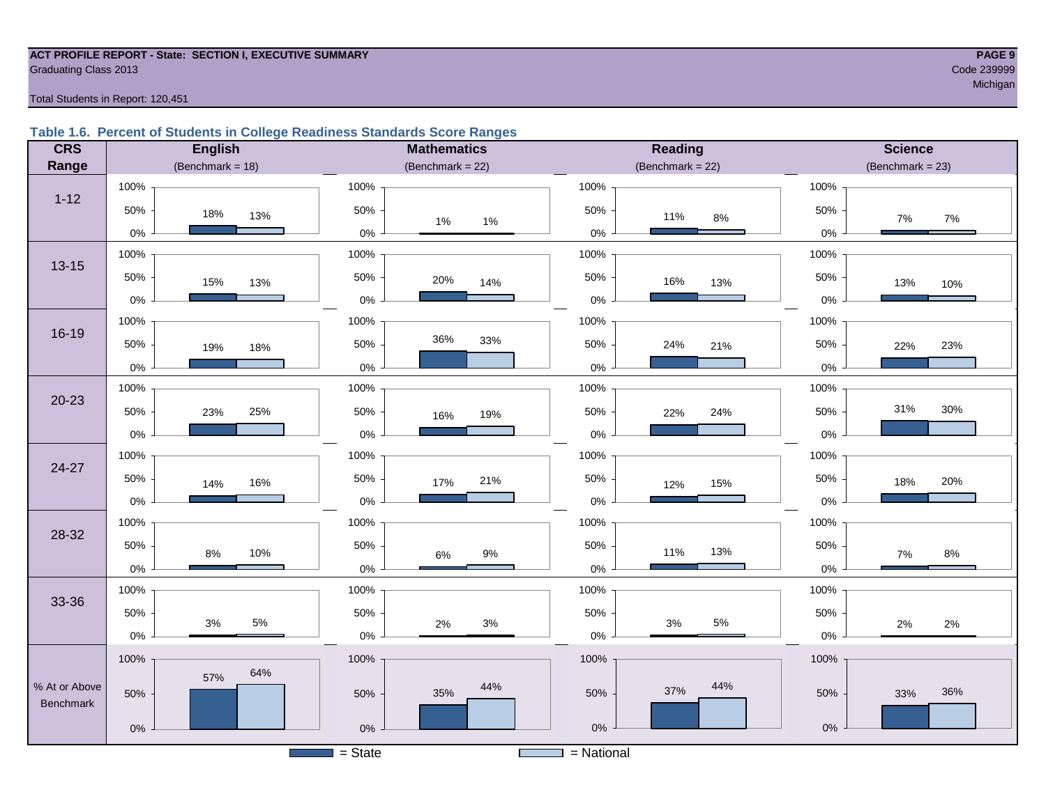ACT PROFILE REPORT - State: SECTION I, EXECUTIVE SUMMARY
Graduating Class 2013

Code 239999
Michigan

Total Students in Report: 120,451

### Table 1.6. Percent of Students in College Readiness Standards Score Ranges

| CRS Range | English (Benchmark = 18) State | English National | Mathematics (Benchmark = 22) State | Mathematics National | Reading (Benchmark = 22) State | Reading National | Science (Benchmark = 23) State | Science National |
|---|---|---|---|---|---|---|---|---|
| 1-12 | 18% | 13% | 1% | 1% | 11% | 8% | 7% | 7% |
| 13-15 | 15% | 13% | 20% | 14% | 16% | 13% | 13% | 10% |
| 16-19 | 19% | 18% | 36% | 33% | 24% | 21% | 22% | 23% |
| 20-23 | 23% | 25% | 16% | 19% | 22% | 24% | 31% | 30% |
| 24-27 | 14% | 16% | 17% | 21% | 12% | 15% | 18% | 20% |
| 28-32 | 8% | 10% | 6% | 9% | 11% | 13% | 7% | 8% |
| 33-36 | 3% | 5% | 2% | 3% | 3% | 5% | 2% | 2% |
| % At or Above Benchmark | 57% | 64% | 35% | 44% | 37% | 44% | 33% | 36% |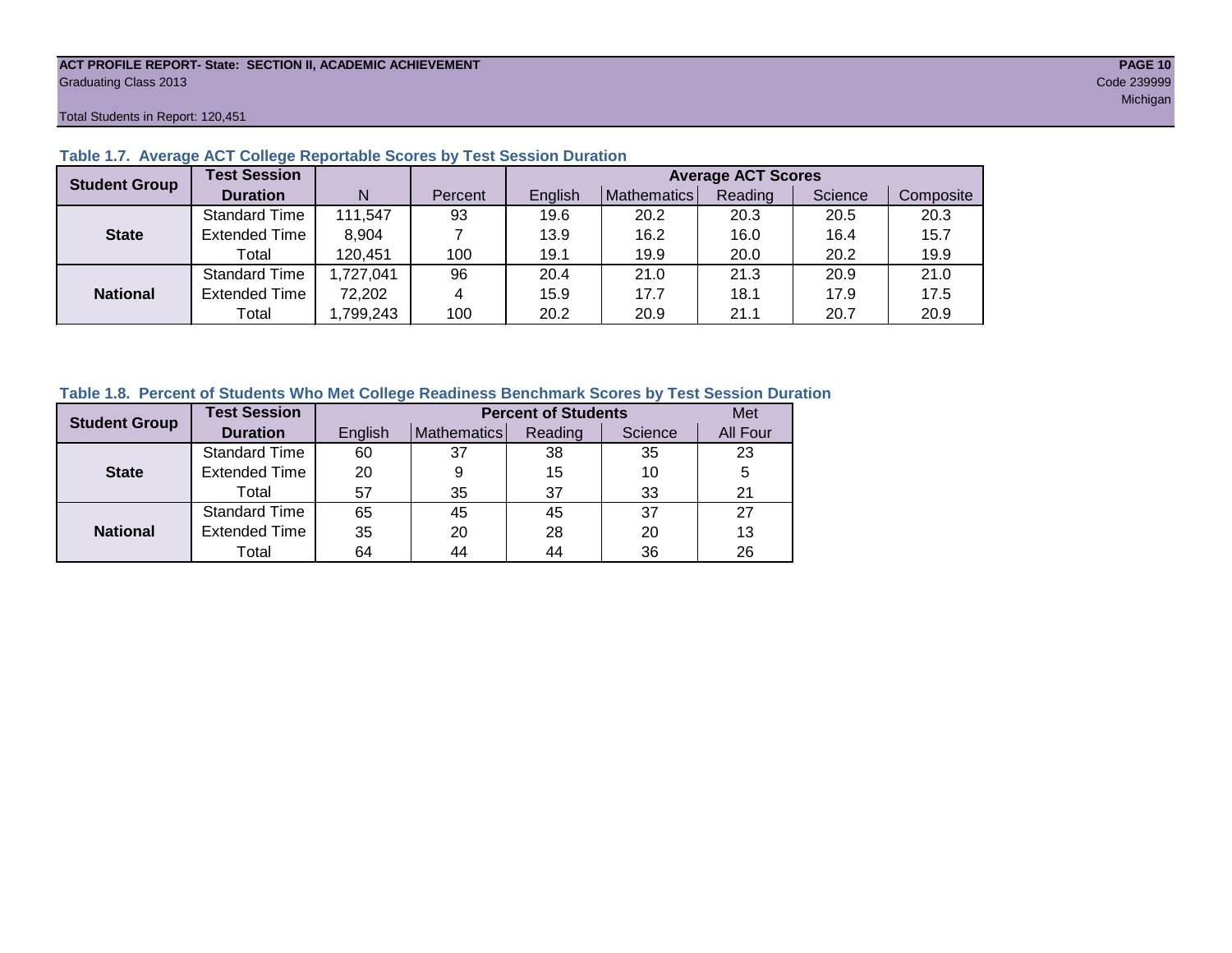ACT PROFILE REPORT- State: SECTION II, ACADEMIC ACHIEVEMENT

Graduating Class 2013

Code 239999

Michigan

Total Students in Report: 120,451

### Table 1.7. Average ACT College Reportable Scores by Test Session Duration

| Student Group | Test Session Duration | N | Percent | Average ACT Scores | | | | |
|---|---|---|---|---|---|---|---|---|
| | | | | English | Mathematics | Reading | Science | Composite |
| State | Standard Time | 111,547 | 93 | 19.6 | 20.2 | 20.3 | 20.5 | 20.3 |
| | Extended Time | 8,904 | 7 | 13.9 | 16.2 | 16.0 | 16.4 | 15.7 |
| | Total | 120,451 | 100 | 19.1 | 19.9 | 20.0 | 20.2 | 19.9 |
| National | Standard Time | 1,727,041 | 96 | 20.4 | 21.0 | 21.3 | 20.9 | 21.0 |
| | Extended Time | 72,202 | 4 | 15.9 | 17.7 | 18.1 | 17.9 | 17.5 |
| | Total | 1,799,243 | 100 | 20.2 | 20.9 | 21.1 | 20.7 | 20.9 |

### Table 1.8. Percent of Students Who Met College Readiness Benchmark Scores by Test Session Duration

| Student Group | Test Session Duration | Percent of Students | | | | Met |
|---|---|---|---|---|---|---|
| | | English | Mathematics | Reading | Science | All Four |
| State | Standard Time | 60 | 37 | 38 | 35 | 23 |
| | Extended Time | 20 | 9 | 15 | 10 | 5 |
| | Total | 57 | 35 | 37 | 33 | 21 |
| National | Standard Time | 65 | 45 | 45 | 37 | 27 |
| | Extended Time | 35 | 20 | 28 | 20 | 13 |
| | Total | 64 | 44 | 44 | 36 | 26 |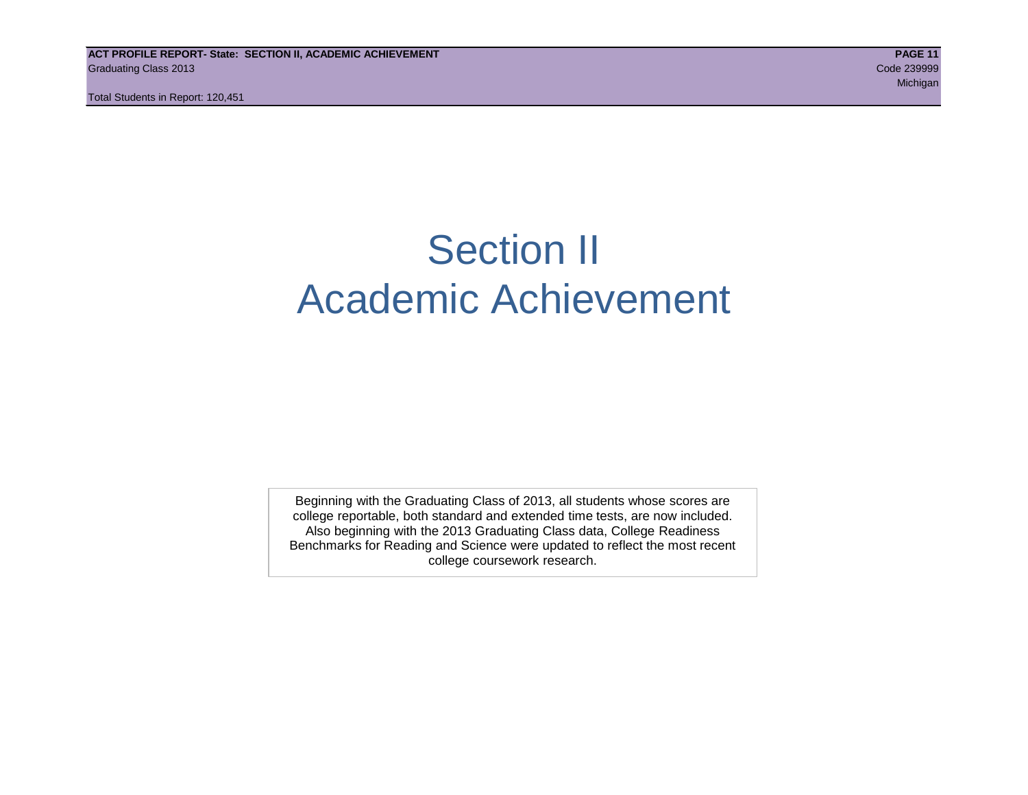# Section II
# Academic Achievement

Beginning with the Graduating Class of 2013, all students whose scores are college reportable, both standard and extended time tests, are now included. Also beginning with the 2013 Graduating Class data, College Readiness Benchmarks for Reading and Science were updated to reflect the most recent college coursework research.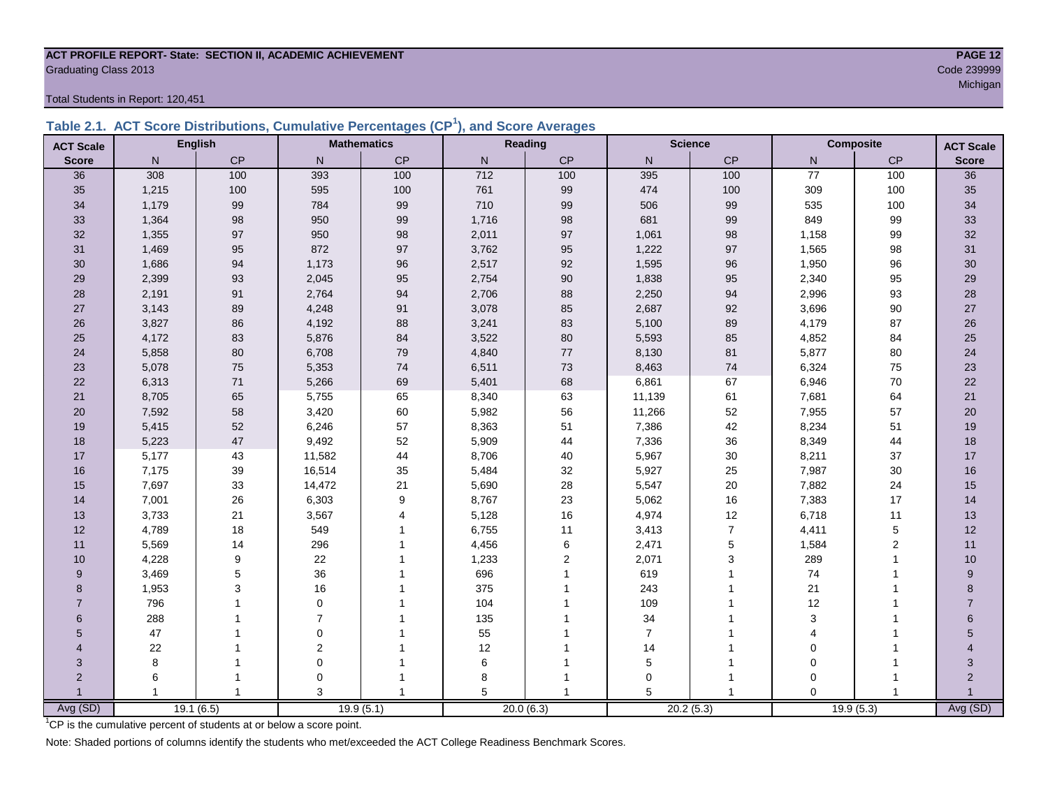**ACT PROFILE REPORT- State: SECTION II, ACADEMIC ACHIEVEMENT**
Graduating Class 2013
Code 239999
Michigan

Total Students in Report: 120,451

## Table 2.1. ACT Score Distributions, Cumulative Percentages (CP[1]), and Score Averages

| ACT Scale | English | | Mathematics | | Reading | | Science | | Composite | | ACT Scale |
|---|---|---|---|---|---|---|---|---|---|---|---|
| Score | N | CP | N | CP | N | CP | N | CP | N | CP | Score |
| 36 | 308 | 100 | 393 | 100 | 712 | 100 | 395 | 100 | 77 | 100 | 36 |
| 35 | 1,215 | 100 | 595 | 100 | 761 | 99 | 474 | 100 | 309 | 100 | 35 |
| 34 | 1,179 | 99 | 784 | 99 | 710 | 99 | 506 | 99 | 535 | 100 | 34 |
| 33 | 1,364 | 98 | 950 | 99 | 1,716 | 98 | 681 | 99 | 849 | 99 | 33 |
| 32 | 1,355 | 97 | 950 | 98 | 2,011 | 97 | 1,061 | 98 | 1,158 | 99 | 32 |
| 31 | 1,469 | 95 | 872 | 97 | 3,762 | 95 | 1,222 | 97 | 1,565 | 98 | 31 |
| 30 | 1,686 | 94 | 1,173 | 96 | 2,517 | 92 | 1,595 | 96 | 1,950 | 96 | 30 |
| 29 | 2,399 | 93 | 2,045 | 95 | 2,754 | 90 | 1,838 | 95 | 2,340 | 95 | 29 |
| 28 | 2,191 | 91 | 2,764 | 94 | 2,706 | 88 | 2,250 | 94 | 2,996 | 93 | 28 |
| 27 | 3,143 | 89 | 4,248 | 91 | 3,078 | 85 | 2,687 | 92 | 3,696 | 90 | 27 |
| 26 | 3,827 | 86 | 4,192 | 88 | 3,241 | 83 | 5,100 | 89 | 4,179 | 87 | 26 |
| 25 | 4,172 | 83 | 5,876 | 84 | 3,522 | 80 | 5,593 | 85 | 4,852 | 84 | 25 |
| 24 | 5,858 | 80 | 6,708 | 79 | 4,840 | 77 | 8,130 | 81 | 5,877 | 80 | 24 |
| 23 | 5,078 | 75 | 5,353 | 74 | 6,511 | 73 | 8,463 | 74 | 6,324 | 75 | 23 |
| 22 | 6,313 | 71 | 5,266 | 69 | 5,401 | 68 | 6,861 | 67 | 6,946 | 70 | 22 |
| 21 | 8,705 | 65 | 5,755 | 65 | 8,340 | 63 | 11,139 | 61 | 7,681 | 64 | 21 |
| 20 | 7,592 | 58 | 3,420 | 60 | 5,982 | 56 | 11,266 | 52 | 7,955 | 57 | 20 |
| 19 | 5,415 | 52 | 6,246 | 57 | 8,363 | 51 | 7,386 | 42 | 8,234 | 51 | 19 |
| 18 | 5,223 | 47 | 9,492 | 52 | 5,909 | 44 | 7,336 | 36 | 8,349 | 44 | 18 |
| 17 | 5,177 | 43 | 11,582 | 44 | 8,706 | 40 | 5,967 | 30 | 8,211 | 37 | 17 |
| 16 | 7,175 | 39 | 16,514 | 35 | 5,484 | 32 | 5,927 | 25 | 7,987 | 30 | 16 |
| 15 | 7,697 | 33 | 14,472 | 21 | 5,690 | 28 | 5,547 | 20 | 7,882 | 24 | 15 |
| 14 | 7,001 | 26 | 6,303 | 9 | 8,767 | 23 | 5,062 | 16 | 7,383 | 17 | 14 |
| 13 | 3,733 | 21 | 3,567 | 4 | 5,128 | 16 | 4,974 | 12 | 6,718 | 11 | 13 |
| 12 | 4,789 | 18 | 549 | 1 | 6,755 | 11 | 3,413 | 7 | 4,411 | 5 | 12 |
| 11 | 5,569 | 14 | 296 | 1 | 4,456 | 6 | 2,471 | 5 | 1,584 | 2 | 11 |
| 10 | 4,228 | 9 | 22 | 1 | 1,233 | 2 | 2,071 | 3 | 289 | 1 | 10 |
| 9 | 3,469 | 5 | 36 | 1 | 696 | 1 | 619 | 1 | 74 | 1 | 9 |
| 8 | 1,953 | 3 | 16 | 1 | 375 | 1 | 243 | 1 | 21 | 1 | 8 |
| 7 | 796 | 1 | 0 | 1 | 104 | 1 | 109 | 1 | 12 | 1 | 7 |
| 6 | 288 | 1 | 7 | 1 | 135 | 1 | 34 | 1 | 3 | 1 | 6 |
| 5 | 47 | 1 | 0 | 1 | 55 | 1 | 7 | 1 | 4 | 1 | 5 |
| 4 | 22 | 1 | 2 | 1 | 12 | 1 | 14 | 1 | 0 | 1 | 4 |
| 3 | 8 | 1 | 0 | 1 | 6 | 1 | 5 | 1 | 0 | 1 | 3 |
| 2 | 6 | 1 | 0 | 1 | 8 | 1 | 0 | 1 | 0 | 1 | 2 |
| 1 | 1 | 1 | 3 | 1 | 5 | 1 | 5 | 1 | 0 | 1 | 1 |
| Avg (SD) | 19.1 (6.5) | | 19.9 (5.1) | | 20.0 (6.3) | | 20.2 (5.3) | | 19.9 (5.3) | | Avg (SD) |

[1]CP is the cumulative percent of students at or below a score point.

Note: Shaded portions of columns identify the students who met/exceeded the ACT College Readiness Benchmark Scores.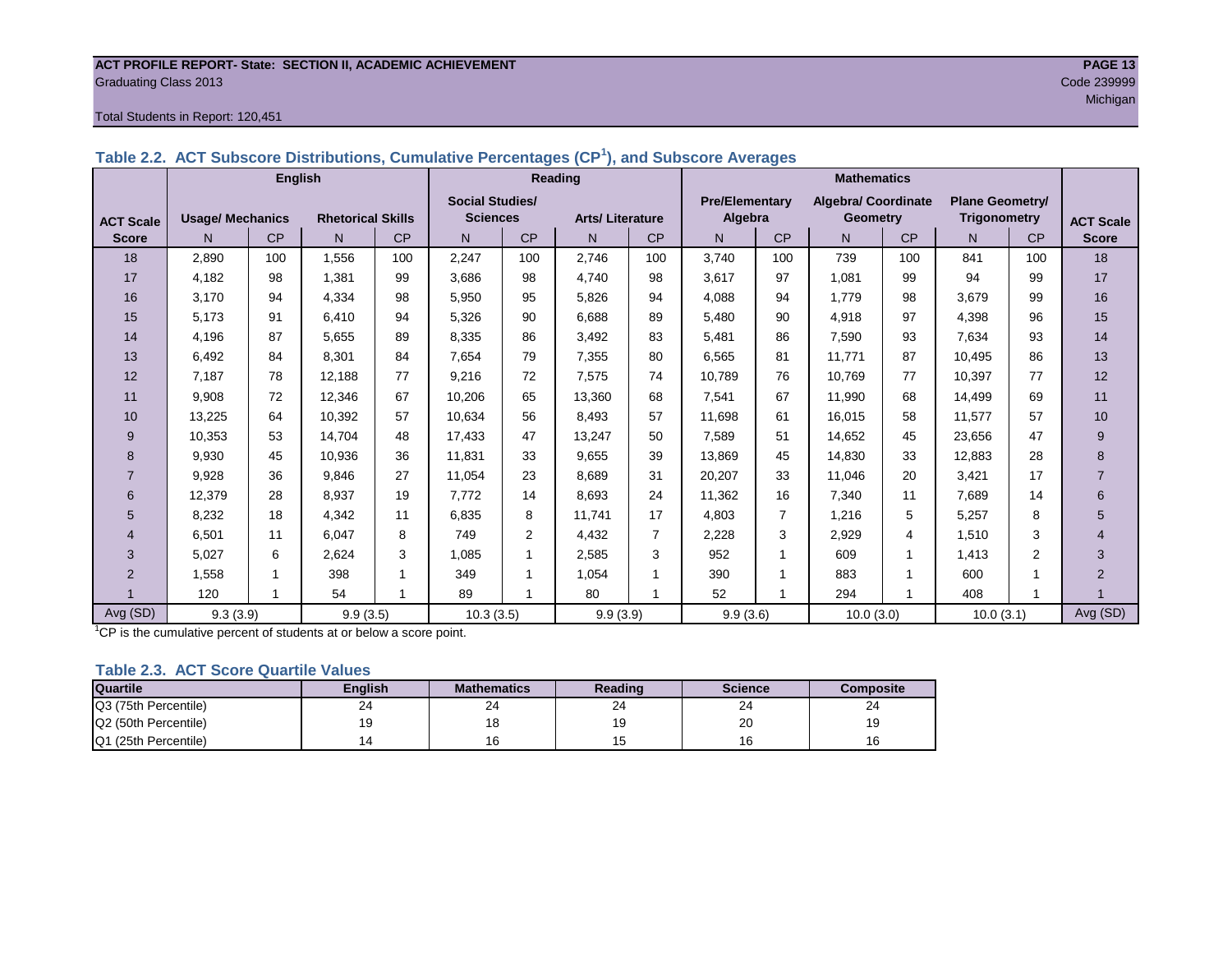ACT PROFILE REPORT- State: SECTION II, ACADEMIC ACHIEVEMENT
Graduating Class 2013
Code 239999
Michigan

Total Students in Report: 120,451

### Table 2.2. ACT Subscore Distributions, Cumulative Percentages (CP[1]), and Subscore Averages

| ACT Scale Score | English: Usage/ Mechanics N | CP | English: Rhetorical Skills N | CP | Reading: Social Studies/ Sciences N | CP | Reading: Arts/ Literature N | CP | Mathematics: Pre/Elementary Algebra N | CP | Mathematics: Algebra/ Coordinate Geometry N | CP | Mathematics: Plane Geometry/ Trigonometry N | CP | ACT Scale Score |
|---|---|---|---|---|---|---|---|---|---|---|---|---|---|---|---|
| 18 | 2,890 | 100 | 1,556 | 100 | 2,247 | 100 | 2,746 | 100 | 3,740 | 100 | 739 | 100 | 841 | 100 | 18 |
| 17 | 4,182 | 98 | 1,381 | 99 | 3,686 | 98 | 4,740 | 98 | 3,617 | 97 | 1,081 | 99 | 94 | 99 | 17 |
| 16 | 3,170 | 94 | 4,334 | 98 | 5,950 | 95 | 5,826 | 94 | 4,088 | 94 | 1,779 | 98 | 3,679 | 99 | 16 |
| 15 | 5,173 | 91 | 6,410 | 94 | 5,326 | 90 | 6,688 | 89 | 5,480 | 90 | 4,918 | 97 | 4,398 | 96 | 15 |
| 14 | 4,196 | 87 | 5,655 | 89 | 8,335 | 86 | 3,492 | 83 | 5,481 | 86 | 7,590 | 93 | 7,634 | 93 | 14 |
| 13 | 6,492 | 84 | 8,301 | 84 | 7,654 | 79 | 7,355 | 80 | 6,565 | 81 | 11,771 | 87 | 10,495 | 86 | 13 |
| 12 | 7,187 | 78 | 12,188 | 77 | 9,216 | 72 | 7,575 | 74 | 10,789 | 76 | 10,769 | 77 | 10,397 | 77 | 12 |
| 11 | 9,908 | 72 | 12,346 | 67 | 10,206 | 65 | 13,360 | 68 | 7,541 | 67 | 11,990 | 68 | 14,499 | 69 | 11 |
| 10 | 13,225 | 64 | 10,392 | 57 | 10,634 | 56 | 8,493 | 57 | 11,698 | 61 | 16,015 | 58 | 11,577 | 57 | 10 |
| 9 | 10,353 | 53 | 14,704 | 48 | 17,433 | 47 | 13,247 | 50 | 7,589 | 51 | 14,652 | 45 | 23,656 | 47 | 9 |
| 8 | 9,930 | 45 | 10,936 | 36 | 11,831 | 33 | 9,655 | 39 | 13,869 | 45 | 14,830 | 33 | 12,883 | 28 | 8 |
| 7 | 9,928 | 36 | 9,846 | 27 | 11,054 | 23 | 8,689 | 31 | 20,207 | 33 | 11,046 | 20 | 3,421 | 17 | 7 |
| 6 | 12,379 | 28 | 8,937 | 19 | 7,772 | 14 | 8,693 | 24 | 11,362 | 16 | 7,340 | 11 | 7,689 | 14 | 6 |
| 5 | 8,232 | 18 | 4,342 | 11 | 6,835 | 8 | 11,741 | 17 | 4,803 | 7 | 1,216 | 5 | 5,257 | 8 | 5 |
| 4 | 6,501 | 11 | 6,047 | 8 | 749 | 2 | 4,432 | 7 | 2,228 | 3 | 2,929 | 4 | 1,510 | 3 | 4 |
| 3 | 5,027 | 6 | 2,624 | 3 | 1,085 | 1 | 2,585 | 3 | 952 | 1 | 609 | 1 | 1,413 | 2 | 3 |
| 2 | 1,558 | 1 | 398 | 1 | 349 | 1 | 1,054 | 1 | 390 | 1 | 883 | 1 | 600 | 1 | 2 |
| 1 | 120 | 1 | 54 | 1 | 89 | 1 | 80 | 1 | 52 | 1 | 294 | 1 | 408 | 1 | 1 |
| Avg (SD) | 9.3 (3.9) | | 9.9 (3.5) | | 10.3 (3.5) | | 9.9 (3.9) | | 9.9 (3.6) | | 10.0 (3.0) | | 10.0 (3.1) | | Avg (SD) |

[1]CP is the cumulative percent of students at or below a score point.

### Table 2.3. ACT Score Quartile Values

| Quartile | English | Mathematics | Reading | Science | Composite |
|---|---|---|---|---|---|
| Q3 (75th Percentile) | 24 | 24 | 24 | 24 | 24 |
| Q2 (50th Percentile) | 19 | 18 | 19 | 20 | 19 |
| Q1 (25th Percentile) | 14 | 16 | 15 | 16 | 16 |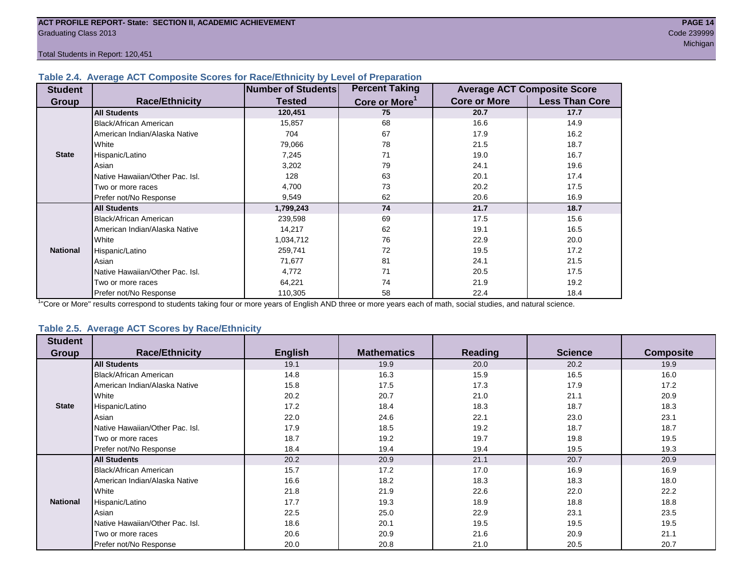Total Students in Report: 120,451

### Table 2.4. Average ACT Composite Scores for Race/Ethnicity by Level of Preparation

| Student Group | Race/Ethnicity | Number of Students Tested | Percent Taking Core or More[1] | Average ACT Composite Score | |
|---|---|---|---|---|---|
| | | | | Core or More | Less Than Core |
| State | **All Students** | **120,451** | **75** | **20.7** | **17.7** |
| | Black/African American | 15,857 | 68 | 16.6 | 14.9 |
| | American Indian/Alaska Native | 704 | 67 | 17.9 | 16.2 |
| | White | 79,066 | 78 | 21.5 | 18.7 |
| | Hispanic/Latino | 7,245 | 71 | 19.0 | 16.7 |
| | Asian | 3,202 | 79 | 24.1 | 19.6 |
| | Native Hawaiian/Other Pac. Isl. | 128 | 63 | 20.1 | 17.4 |
| | Two or more races | 4,700 | 73 | 20.2 | 17.5 |
| | Prefer not/No Response | 9,549 | 62 | 20.6 | 16.9 |
| National | **All Students** | **1,799,243** | **74** | **21.7** | **18.7** |
| | Black/African American | 239,598 | 69 | 17.5 | 15.6 |
| | American Indian/Alaska Native | 14,217 | 62 | 19.1 | 16.5 |
| | White | 1,034,712 | 76 | 22.9 | 20.0 |
| | Hispanic/Latino | 259,741 | 72 | 19.5 | 17.2 |
| | Asian | 71,677 | 81 | 24.1 | 21.5 |
| | Native Hawaiian/Other Pac. Isl. | 4,772 | 71 | 20.5 | 17.5 |
| | Two or more races | 64,221 | 74 | 21.9 | 19.2 |
| | Prefer not/No Response | 110,305 | 58 | 22.4 | 18.4 |

[1]"Core or More" results correspond to students taking four or more years of English AND three or more years each of math, social studies, and natural science.

### Table 2.5. Average ACT Scores by Race/Ethnicity

| Student Group | Race/Ethnicity | English | Mathematics | Reading | Science | Composite |
|---|---|---|---|---|---|---|
| State | **All Students** | 19.1 | 19.9 | 20.0 | 20.2 | 19.9 |
| | Black/African American | 14.8 | 16.3 | 15.9 | 16.5 | 16.0 |
| | American Indian/Alaska Native | 15.8 | 17.5 | 17.3 | 17.9 | 17.2 |
| | White | 20.2 | 20.7 | 21.0 | 21.1 | 20.9 |
| | Hispanic/Latino | 17.2 | 18.4 | 18.3 | 18.7 | 18.3 |
| | Asian | 22.0 | 24.6 | 22.1 | 23.0 | 23.1 |
| | Native Hawaiian/Other Pac. Isl. | 17.9 | 18.5 | 19.2 | 18.7 | 18.7 |
| | Two or more races | 18.7 | 19.2 | 19.7 | 19.8 | 19.5 |
| | Prefer not/No Response | 18.4 | 19.4 | 19.4 | 19.5 | 19.3 |
| National | **All Students** | 20.2 | 20.9 | 21.1 | 20.7 | 20.9 |
| | Black/African American | 15.7 | 17.2 | 17.0 | 16.9 | 16.9 |
| | American Indian/Alaska Native | 16.6 | 18.2 | 18.3 | 18.3 | 18.0 |
| | White | 21.8 | 21.9 | 22.6 | 22.0 | 22.2 |
| | Hispanic/Latino | 17.7 | 19.3 | 18.9 | 18.8 | 18.8 |
| | Asian | 22.5 | 25.0 | 22.9 | 23.1 | 23.5 |
| | Native Hawaiian/Other Pac. Isl. | 18.6 | 20.1 | 19.5 | 19.5 | 19.5 |
| | Two or more races | 20.6 | 20.9 | 21.6 | 20.9 | 21.1 |
| | Prefer not/No Response | 20.0 | 20.8 | 21.0 | 20.5 | 20.7 |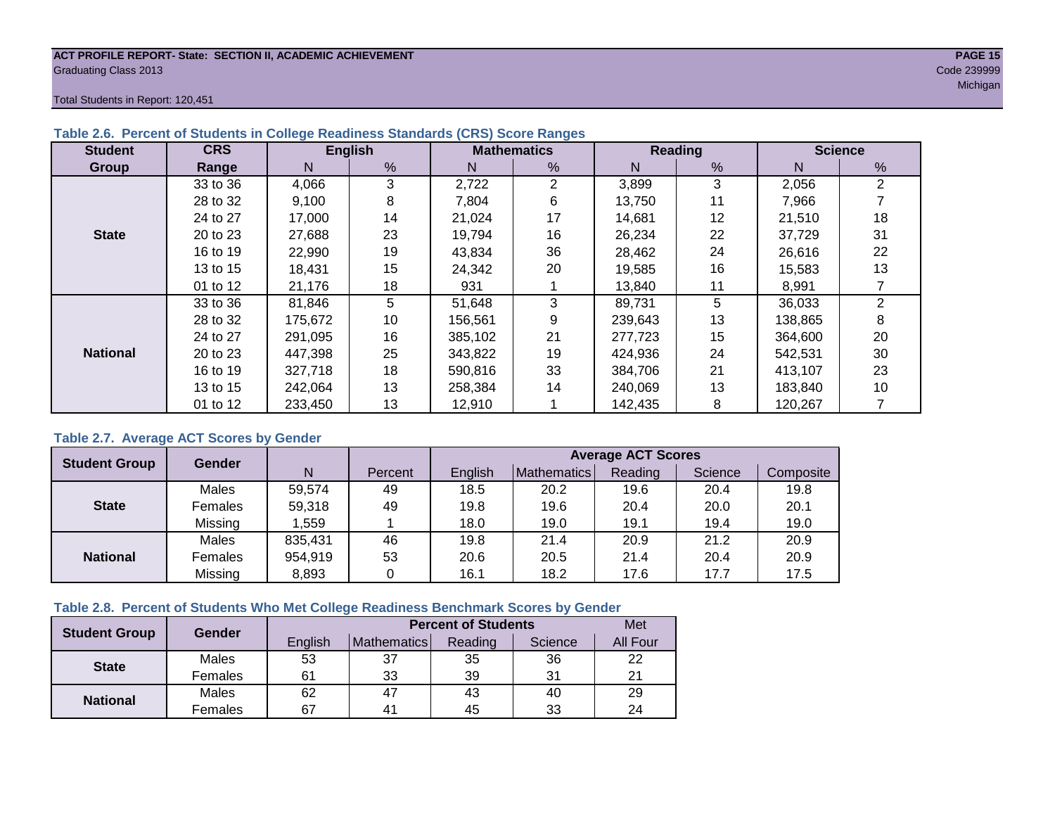**ACT PROFILE REPORT- State: SECTION II, ACADEMIC ACHIEVEMENT**
Graduating Class 2013

Code 239999
Michigan

Total Students in Report: 120,451

### Table 2.6. Percent of Students in College Readiness Standards (CRS) Score Ranges

| Student Group | CRS Range | English | | Mathematics | | Reading | | Science | |
|---|---|---|---|---|---|---|---|---|---|
| | | N | % | N | % | N | % | N | % |
| State | 33 to 36 | 4,066 | 3 | 2,722 | 2 | 3,899 | 3 | 2,056 | 2 |
| | 28 to 32 | 9,100 | 8 | 7,804 | 6 | 13,750 | 11 | 7,966 | 7 |
| | 24 to 27 | 17,000 | 14 | 21,024 | 17 | 14,681 | 12 | 21,510 | 18 |
| | 20 to 23 | 27,688 | 23 | 19,794 | 16 | 26,234 | 22 | 37,729 | 31 |
| | 16 to 19 | 22,990 | 19 | 43,834 | 36 | 28,462 | 24 | 26,616 | 22 |
| | 13 to 15 | 18,431 | 15 | 24,342 | 20 | 19,585 | 16 | 15,583 | 13 |
| | 01 to 12 | 21,176 | 18 | 931 | 1 | 13,840 | 11 | 8,991 | 7 |
| National | 33 to 36 | 81,846 | 5 | 51,648 | 3 | 89,731 | 5 | 36,033 | 2 |
| | 28 to 32 | 175,672 | 10 | 156,561 | 9 | 239,643 | 13 | 138,865 | 8 |
| | 24 to 27 | 291,095 | 16 | 385,102 | 21 | 277,723 | 15 | 364,600 | 20 |
| | 20 to 23 | 447,398 | 25 | 343,822 | 19 | 424,936 | 24 | 542,531 | 30 |
| | 16 to 19 | 327,718 | 18 | 590,816 | 33 | 384,706 | 21 | 413,107 | 23 |
| | 13 to 15 | 242,064 | 13 | 258,384 | 14 | 240,069 | 13 | 183,840 | 10 |
| | 01 to 12 | 233,450 | 13 | 12,910 | 1 | 142,435 | 8 | 120,267 | 7 |

### Table 2.7. Average ACT Scores by Gender

| Student Group | Gender | N | Percent | Average ACT Scores | | | | |
|---|---|---|---|---|---|---|---|---|
| | | | | English | Mathematics | Reading | Science | Composite |
| State | Males | 59,574 | 49 | 18.5 | 20.2 | 19.6 | 20.4 | 19.8 |
| | Females | 59,318 | 49 | 19.8 | 19.6 | 20.4 | 20.0 | 20.1 |
| | Missing | 1,559 | 1 | 18.0 | 19.0 | 19.1 | 19.4 | 19.0 |
| National | Males | 835,431 | 46 | 19.8 | 21.4 | 20.9 | 21.2 | 20.9 |
| | Females | 954,919 | 53 | 20.6 | 20.5 | 21.4 | 20.4 | 20.9 |
| | Missing | 8,893 | 0 | 16.1 | 18.2 | 17.6 | 17.7 | 17.5 |

### Table 2.8. Percent of Students Who Met College Readiness Benchmark Scores by Gender

| Student Group | Gender | Percent of Students | | | | Met |
|---|---|---|---|---|---|---|
| | | English | Mathematics | Reading | Science | All Four |
| State | Males | 53 | 37 | 35 | 36 | 22 |
| | Females | 61 | 33 | 39 | 31 | 21 |
| National | Males | 62 | 47 | 43 | 40 | 29 |
| | Females | 67 | 41 | 45 | 33 | 24 |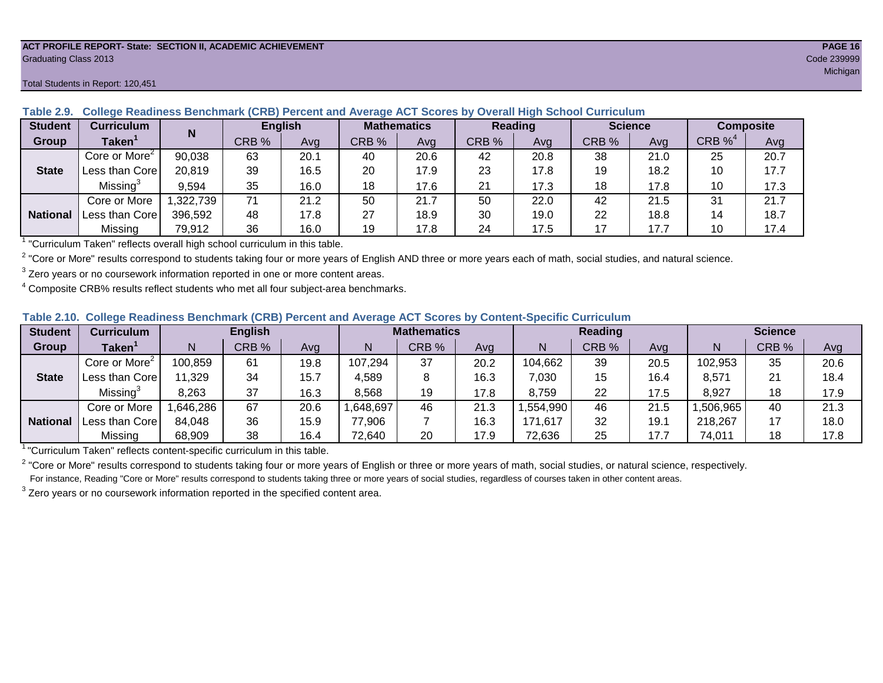Total Students in Report: 120,451

**Table 2.9. College Readiness Benchmark (CRB) Percent and Average ACT Scores by Overall High School Curriculum**

| Student Group | Curriculum Taken[1] | N | English | | Mathematics | | Reading | | Science | | Composite | |
|---|---|---|---|---|---|---|---|---|---|---|---|---|
| | | | CRB % | Avg | CRB % | Avg | CRB % | Avg | CRB % | Avg | CRB %[4] | Avg |
| State | Core or More[2] | 90,038 | 63 | 20.1 | 40 | 20.6 | 42 | 20.8 | 38 | 21.0 | 25 | 20.7 |
| | Less than Core | 20,819 | 39 | 16.5 | 20 | 17.9 | 23 | 17.8 | 19 | 18.2 | 10 | 17.7 |
| | Missing[3] | 9,594 | 35 | 16.0 | 18 | 17.6 | 21 | 17.3 | 18 | 17.8 | 10 | 17.3 |
| National | Core or More | 1,322,739 | 71 | 21.2 | 50 | 21.7 | 50 | 22.0 | 42 | 21.5 | 31 | 21.7 |
| | Less than Core | 396,592 | 48 | 17.8 | 27 | 18.9 | 30 | 19.0 | 22 | 18.8 | 14 | 18.7 |
| | Missing | 79,912 | 36 | 16.0 | 19 | 17.8 | 24 | 17.5 | 17 | 17.7 | 10 | 17.4 |

[1] "Curriculum Taken" reflects overall high school curriculum in this table.

[2] "Core or More" results correspond to students taking four or more years of English AND three or more years each of math, social studies, and natural science.

[3] Zero years or no coursework information reported in one or more content areas.

[4] Composite CRB% results reflect students who met all four subject-area benchmarks.

**Table 2.10. College Readiness Benchmark (CRB) Percent and Average ACT Scores by Content-Specific Curriculum**

| Student Group | Curriculum Taken[1] | English | | | Mathematics | | | Reading | | | Science | | |
|---|---|---|---|---|---|---|---|---|---|---|---|---|---|
| | | N | CRB % | Avg | N | CRB % | Avg | N | CRB % | Avg | N | CRB % | Avg |
| State | Core or More[2] | 100,859 | 61 | 19.8 | 107,294 | 37 | 20.2 | 104,662 | 39 | 20.5 | 102,953 | 35 | 20.6 |
| | Less than Core | 11,329 | 34 | 15.7 | 4,589 | 8 | 16.3 | 7,030 | 15 | 16.4 | 8,571 | 21 | 18.4 |
| | Missing[3] | 8,263 | 37 | 16.3 | 8,568 | 19 | 17.8 | 8,759 | 22 | 17.5 | 8,927 | 18 | 17.9 |
| National | Core or More | 1,646,286 | 67 | 20.6 | 1,648,697 | 46 | 21.3 | 1,554,990 | 46 | 21.5 | 1,506,965 | 40 | 21.3 |
| | Less than Core | 84,048 | 36 | 15.9 | 77,906 | 7 | 16.3 | 171,617 | 32 | 19.1 | 218,267 | 17 | 18.0 |
| | Missing | 68,909 | 38 | 16.4 | 72,640 | 20 | 17.9 | 72,636 | 25 | 17.7 | 74,011 | 18 | 17.8 |

[1] "Curriculum Taken" reflects content-specific curriculum in this table.

[2] "Core or More" results correspond to students taking four or more years of English or three or more years of math, social studies, or natural science, respectively.
For instance, Reading "Core or More" results correspond to students taking three or more years of social studies, regardless of courses taken in other content areas.

[3] Zero years or no coursework information reported in the specified content area.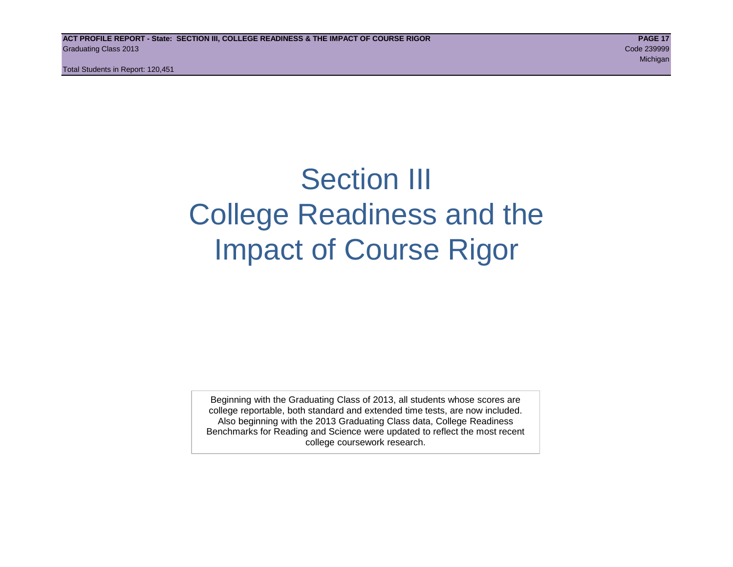# Section III
# College Readiness and the Impact of Course Rigor

Beginning with the Graduating Class of 2013, all students whose scores are college reportable, both standard and extended time tests, are now included. Also beginning with the 2013 Graduating Class data, College Readiness Benchmarks for Reading and Science were updated to reflect the most recent college coursework research.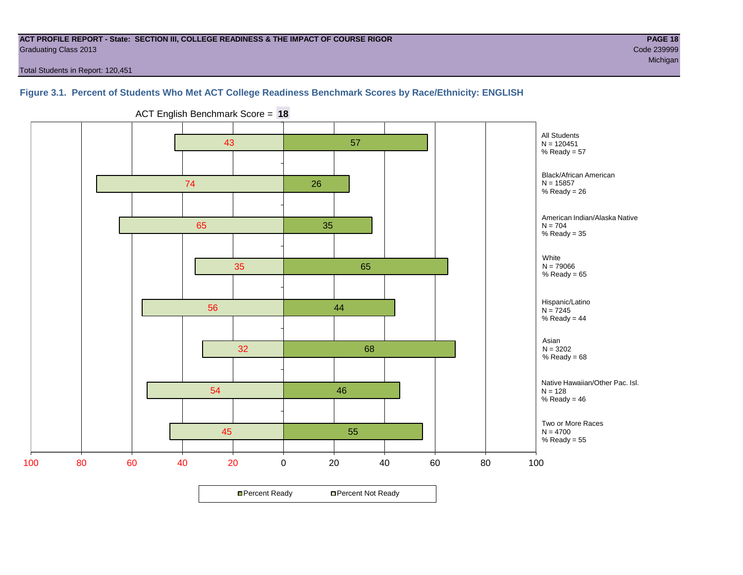**ACT PROFILE REPORT - State: SECTION III, COLLEGE READINESS & THE IMPACT OF COURSE RIGOR**
Graduating Class 2013

Code 239999
Michigan

Total Students in Report: 120,451

### Figure 3.1. Percent of Students Who Met ACT College Readiness Benchmark Scores by Race/Ethnicity: ENGLISH

ACT English Benchmark Score = **18**

| Group | N | Percent Not Ready | Percent Ready |
|---|---|---|---|
| All Students | 120451 | 43 | 57 |
| Black/African American | 15857 | 74 | 26 |
| American Indian/Alaska Native | 704 | 65 | 35 |
| White | 79066 | 35 | 65 |
| Hispanic/Latino | 7245 | 56 | 44 |
| Asian | 3202 | 32 | 68 |
| Native Hawaiian/Other Pac. Isl. | 128 | 54 | 46 |
| Two or More Races | 4700 | 45 | 55 |

All Students
N = 120451
% Ready = 57

Black/African American
N = 15857
% Ready = 26

American Indian/Alaska Native
N = 704
% Ready = 35

White
N = 79066
% Ready = 65

Hispanic/Latino
N = 7245
% Ready = 44

Asian
N = 3202
% Ready = 68

Native Hawaiian/Other Pac. Isl.
N = 128
% Ready = 46

Two or More Races
N = 4700
% Ready = 55

Percent Ready | Percent Not Ready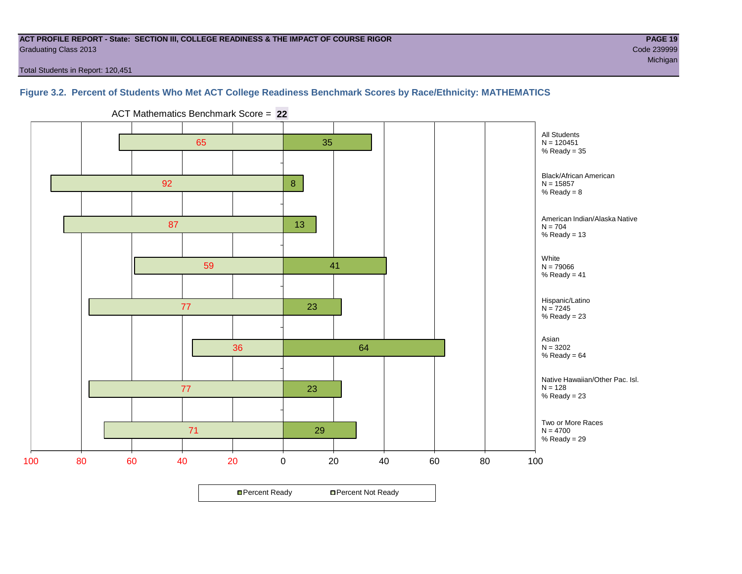**ACT PROFILE REPORT - State: SECTION III, COLLEGE READINESS & THE IMPACT OF COURSE RIGOR**
Graduating Class 2013
Code 239999
Michigan

Total Students in Report: 120,451

## Figure 3.2. Percent of Students Who Met ACT College Readiness Benchmark Scores by Race/Ethnicity: MATHEMATICS

ACT Mathematics Benchmark Score = **22**

| Group | N | Percent Not Ready | Percent Ready |
|---|---|---|---|
| All Students | 120451 | 65 | 35 |
| Black/African American | 15857 | 92 | 8 |
| American Indian/Alaska Native | 704 | 87 | 13 |
| White | 79066 | 59 | 41 |
| Hispanic/Latino | 7245 | 77 | 23 |
| Asian | 3202 | 36 | 64 |
| Native Hawaiian/Other Pac. Isl. | 128 | 77 | 23 |
| Two or More Races | 4700 | 71 | 29 |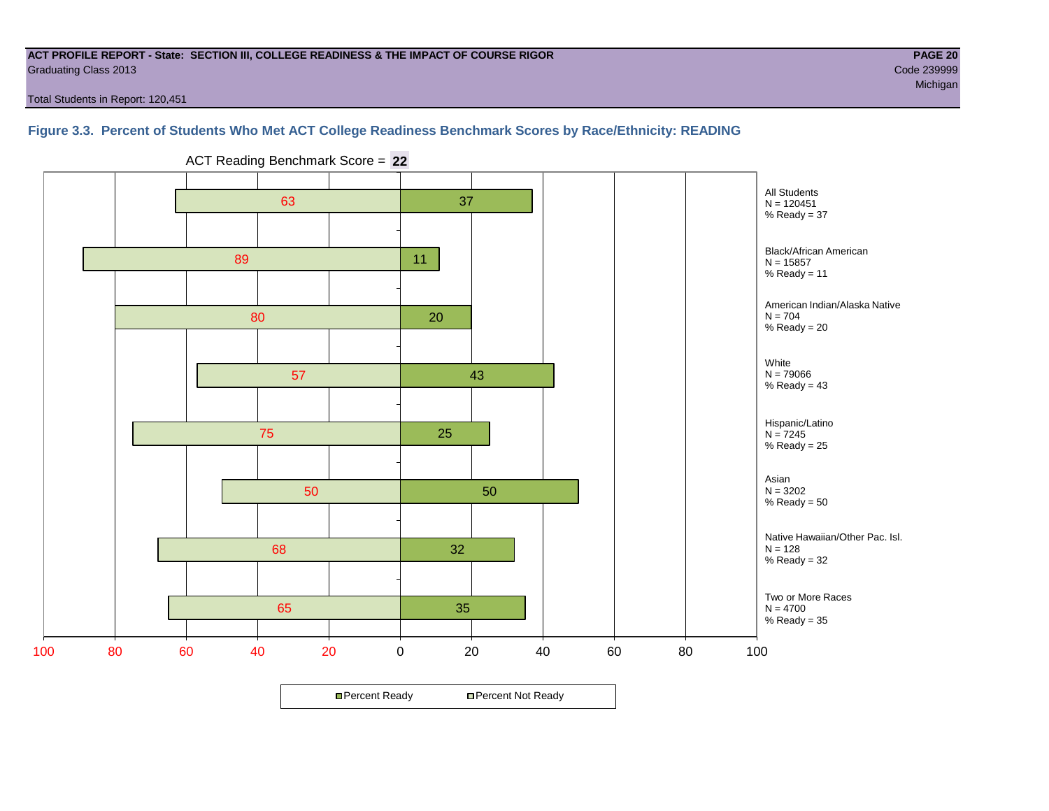ACT PROFILE REPORT - State: SECTION III, COLLEGE READINESS & THE IMPACT OF COURSE RIGOR
Graduating Class 2013

Code 239999
Michigan

Total Students in Report: 120,451

### Figure 3.3. Percent of Students Who Met ACT College Readiness Benchmark Scores by Race/Ethnicity: READING

ACT Reading Benchmark Score = **22**

| Group | N | Percent Not Ready | Percent Ready |
|---|---|---|---|
| All Students | 120451 | 63 | 37 |
| Black/African American | 15857 | 89 | 11 |
| American Indian/Alaska Native | 704 | 80 | 20 |
| White | 79066 | 57 | 43 |
| Hispanic/Latino | 7245 | 75 | 25 |
| Asian | 3202 | 50 | 50 |
| Native Hawaiian/Other Pac. Isl. | 128 | 68 | 32 |
| Two or More Races | 4700 | 65 | 35 |

Percent Ready / Percent Not Ready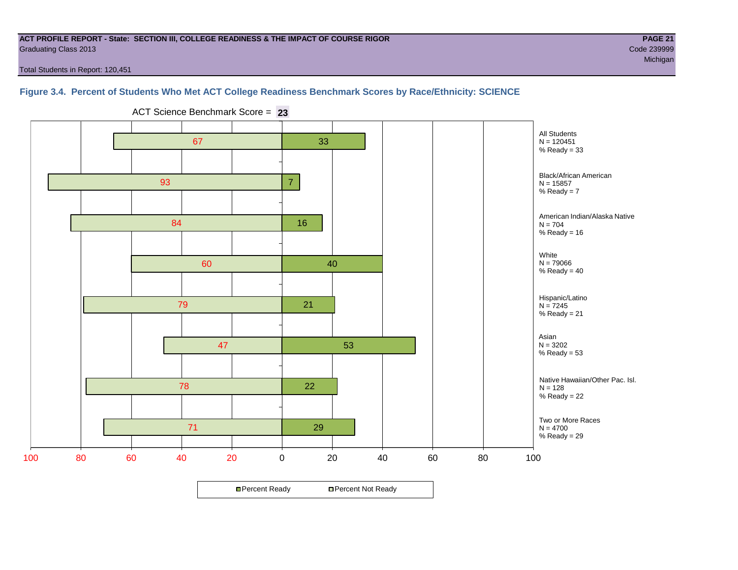**ACT PROFILE REPORT - State: SECTION III, COLLEGE READINESS & THE IMPACT OF COURSE RIGOR**

Graduating Class 2013

Code 239999

Michigan

Total Students in Report: 120,451

### Figure 3.4. Percent of Students Who Met ACT College Readiness Benchmark Scores by Race/Ethnicity: SCIENCE

ACT Science Benchmark Score = **23**

| Group | N | Percent Not Ready | Percent Ready |
|---|---|---|---|
| All Students | 120451 | 67 | 33 |
| Black/African American | 15857 | 93 | 7 |
| American Indian/Alaska Native | 704 | 84 | 16 |
| White | 79066 | 60 | 40 |
| Hispanic/Latino | 7245 | 79 | 21 |
| Asian | 3202 | 47 | 53 |
| Native Hawaiian/Other Pac. Isl. | 128 | 78 | 22 |
| Two or More Races | 4700 | 71 | 29 |

Percent Ready / Percent Not Ready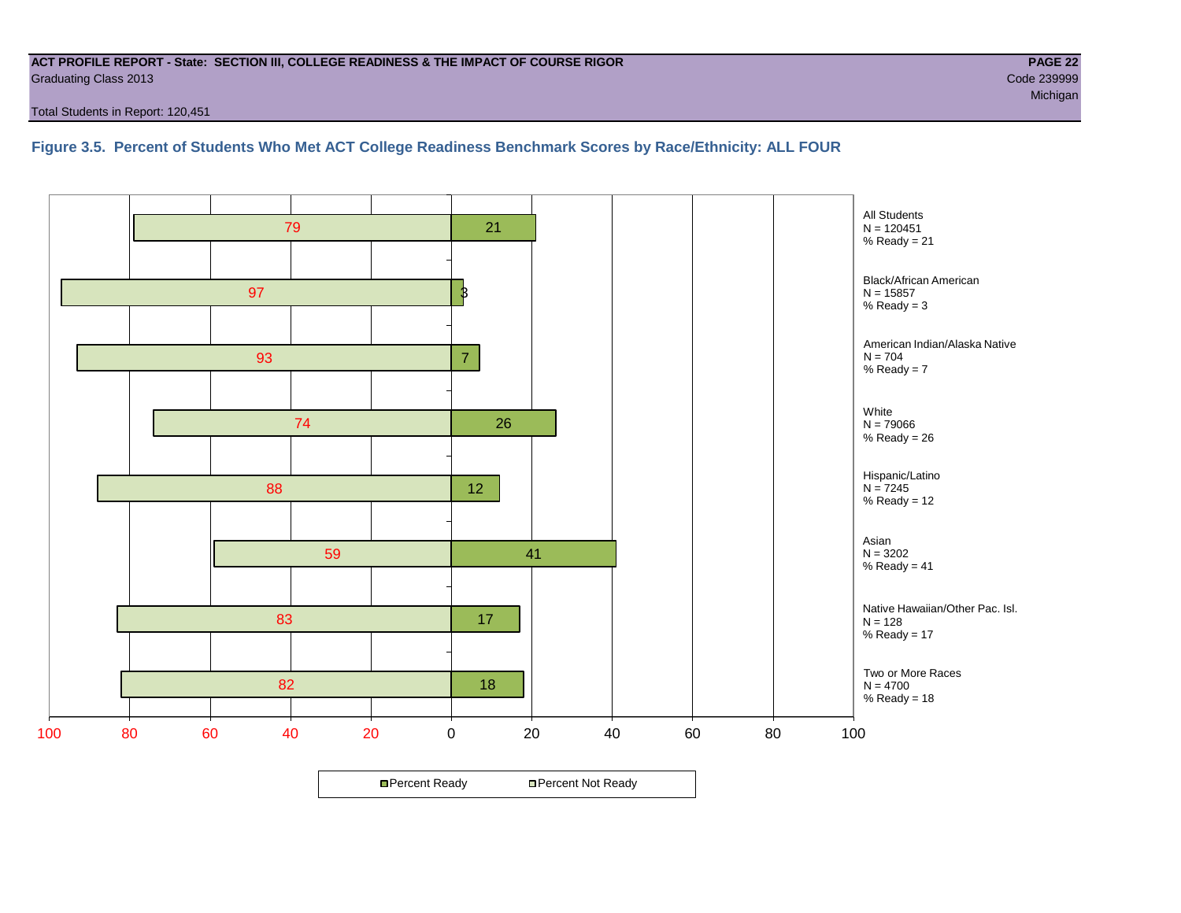ACT PROFILE REPORT - State: SECTION III, COLLEGE READINESS & THE IMPACT OF COURSE RIGOR

Graduating Class 2013

Code 239999

Michigan

Total Students in Report: 120,451

### Figure 3.5. Percent of Students Who Met ACT College Readiness Benchmark Scores by Race/Ethnicity: ALL FOUR

| Group | N | Percent Not Ready | Percent Ready |
|---|---|---|---|
| All Students | 120451 | 79 | 21 |
| Black/African American | 15857 | 97 | 3 |
| American Indian/Alaska Native | 704 | 93 | 7 |
| White | 79066 | 74 | 26 |
| Hispanic/Latino | 7245 | 88 | 12 |
| Asian | 3202 | 59 | 41 |
| Native Hawaiian/Other Pac. Isl. | 128 | 83 | 17 |
| Two or More Races | 4700 | 82 | 18 |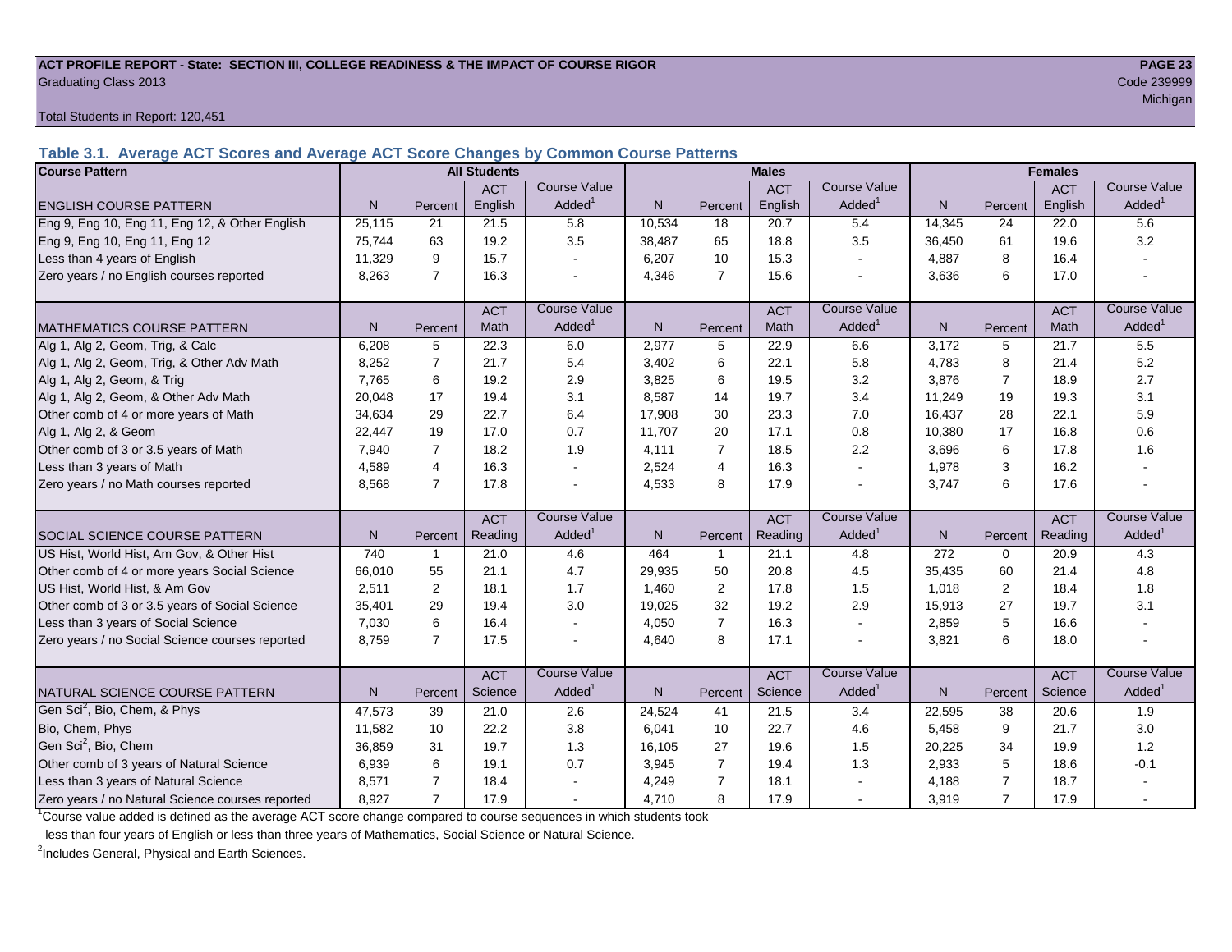**ACT PROFILE REPORT - State: SECTION III, COLLEGE READINESS & THE IMPACT OF COURSE RIGOR**
Graduating Class 2013

Code 239999
Michigan

Total Students in Report: 120,451

### Table 3.1. Average ACT Scores and Average ACT Score Changes by Common Course Patterns

| Course Pattern | All Students | | | | Males | | | | Females | | | |
|---|---|---|---|---|---|---|---|---|---|---|---|---|
| ENGLISH COURSE PATTERN | N | Percent | ACT English | Course Value Added[1] | N | Percent | ACT English | Course Value Added[1] | N | Percent | ACT English | Course Value Added[1] |
| Eng 9, Eng 10, Eng 11, Eng 12, & Other English | 25,115 | 21 | 21.5 | 5.8 | 10,534 | 18 | 20.7 | 5.4 | 14,345 | 24 | 22.0 | 5.6 |
| Eng 9, Eng 10, Eng 11, Eng 12 | 75,744 | 63 | 19.2 | 3.5 | 38,487 | 65 | 18.8 | 3.5 | 36,450 | 61 | 19.6 | 3.2 |
| Less than 4 years of English | 11,329 | 9 | 15.7 | - | 6,207 | 10 | 15.3 | - | 4,887 | 8 | 16.4 | - |
| Zero years / no English courses reported | 8,263 | 7 | 16.3 | - | 4,346 | 7 | 15.6 | - | 3,636 | 6 | 17.0 | - |
| MATHEMATICS COURSE PATTERN | N | Percent | ACT Math | Course Value Added[1] | N | Percent | ACT Math | Course Value Added[1] | N | Percent | ACT Math | Course Value Added[1] |
| Alg 1, Alg 2, Geom, Trig, & Calc | 6,208 | 5 | 22.3 | 6.0 | 2,977 | 5 | 22.9 | 6.6 | 3,172 | 5 | 21.7 | 5.5 |
| Alg 1, Alg 2, Geom, Trig, & Other Adv Math | 8,252 | 7 | 21.7 | 5.4 | 3,402 | 6 | 22.1 | 5.8 | 4,783 | 8 | 21.4 | 5.2 |
| Alg 1, Alg 2, Geom, & Trig | 7,765 | 6 | 19.2 | 2.9 | 3,825 | 6 | 19.5 | 3.2 | 3,876 | 7 | 18.9 | 2.7 |
| Alg 1, Alg 2, Geom, & Other Adv Math | 20,048 | 17 | 19.4 | 3.1 | 8,587 | 14 | 19.7 | 3.4 | 11,249 | 19 | 19.3 | 3.1 |
| Other comb of 4 or more years of Math | 34,634 | 29 | 22.7 | 6.4 | 17,908 | 30 | 23.3 | 7.0 | 16,437 | 28 | 22.1 | 5.9 |
| Alg 1, Alg 2, & Geom | 22,447 | 19 | 17.0 | 0.7 | 11,707 | 20 | 17.1 | 0.8 | 10,380 | 17 | 16.8 | 0.6 |
| Other comb of 3 or 3.5 years of Math | 7,940 | 7 | 18.2 | 1.9 | 4,111 | 7 | 18.5 | 2.2 | 3,696 | 6 | 17.8 | 1.6 |
| Less than 3 years of Math | 4,589 | 4 | 16.3 | - | 2,524 | 4 | 16.3 | - | 1,978 | 3 | 16.2 | - |
| Zero years / no Math courses reported | 8,568 | 7 | 17.8 | - | 4,533 | 8 | 17.9 | - | 3,747 | 6 | 17.6 | - |
| SOCIAL SCIENCE COURSE PATTERN | N | Percent | ACT Reading | Course Value Added[1] | N | Percent | ACT Reading | Course Value Added[1] | N | Percent | ACT Reading | Course Value Added[1] |
| US Hist, World Hist, Am Gov, & Other Hist | 740 | 1 | 21.0 | 4.6 | 464 | 1 | 21.1 | 4.8 | 272 | 0 | 20.9 | 4.3 |
| Other comb of 4 or more years Social Science | 66,010 | 55 | 21.1 | 4.7 | 29,935 | 50 | 20.8 | 4.5 | 35,435 | 60 | 21.4 | 4.8 |
| US Hist, World Hist, & Am Gov | 2,511 | 2 | 18.1 | 1.7 | 1,460 | 2 | 17.8 | 1.5 | 1,018 | 2 | 18.4 | 1.8 |
| Other comb of 3 or 3.5 years of Social Science | 35,401 | 29 | 19.4 | 3.0 | 19,025 | 32 | 19.2 | 2.9 | 15,913 | 27 | 19.7 | 3.1 |
| Less than 3 years of Social Science | 7,030 | 6 | 16.4 | - | 4,050 | 7 | 16.3 | - | 2,859 | 5 | 16.6 | - |
| Zero years / no Social Science courses reported | 8,759 | 7 | 17.5 | - | 4,640 | 8 | 17.1 | - | 3,821 | 6 | 18.0 | - |
| NATURAL SCIENCE COURSE PATTERN | N | Percent | ACT Science | Course Value Added[1] | N | Percent | ACT Science | Course Value Added[1] | N | Percent | ACT Science | Course Value Added[1] |
| Gen Sci[2], Bio, Chem, & Phys | 47,573 | 39 | 21.0 | 2.6 | 24,524 | 41 | 21.5 | 3.4 | 22,595 | 38 | 20.6 | 1.9 |
| Bio, Chem, Phys | 11,582 | 10 | 22.2 | 3.8 | 6,041 | 10 | 22.7 | 4.6 | 5,458 | 9 | 21.7 | 3.0 |
| Gen Sci[2], Bio, Chem | 36,859 | 31 | 19.7 | 1.3 | 16,105 | 27 | 19.6 | 1.5 | 20,225 | 34 | 19.9 | 1.2 |
| Other comb of 3 years of Natural Science | 6,939 | 6 | 19.1 | 0.7 | 3,945 | 7 | 19.4 | 1.3 | 2,933 | 5 | 18.6 | -0.1 |
| Less than 3 years of Natural Science | 8,571 | 7 | 18.4 | - | 4,249 | 7 | 18.1 | - | 4,188 | 7 | 18.7 | - |
| Zero years / no Natural Science courses reported | 8,927 | 7 | 17.9 | - | 4,710 | 8 | 17.9 | - | 3,919 | 7 | 17.9 | - |

[1]Course value added is defined as the average ACT score change compared to course sequences in which students took less than four years of English or less than three years of Mathematics, Social Science or Natural Science.

[2]Includes General, Physical and Earth Sciences.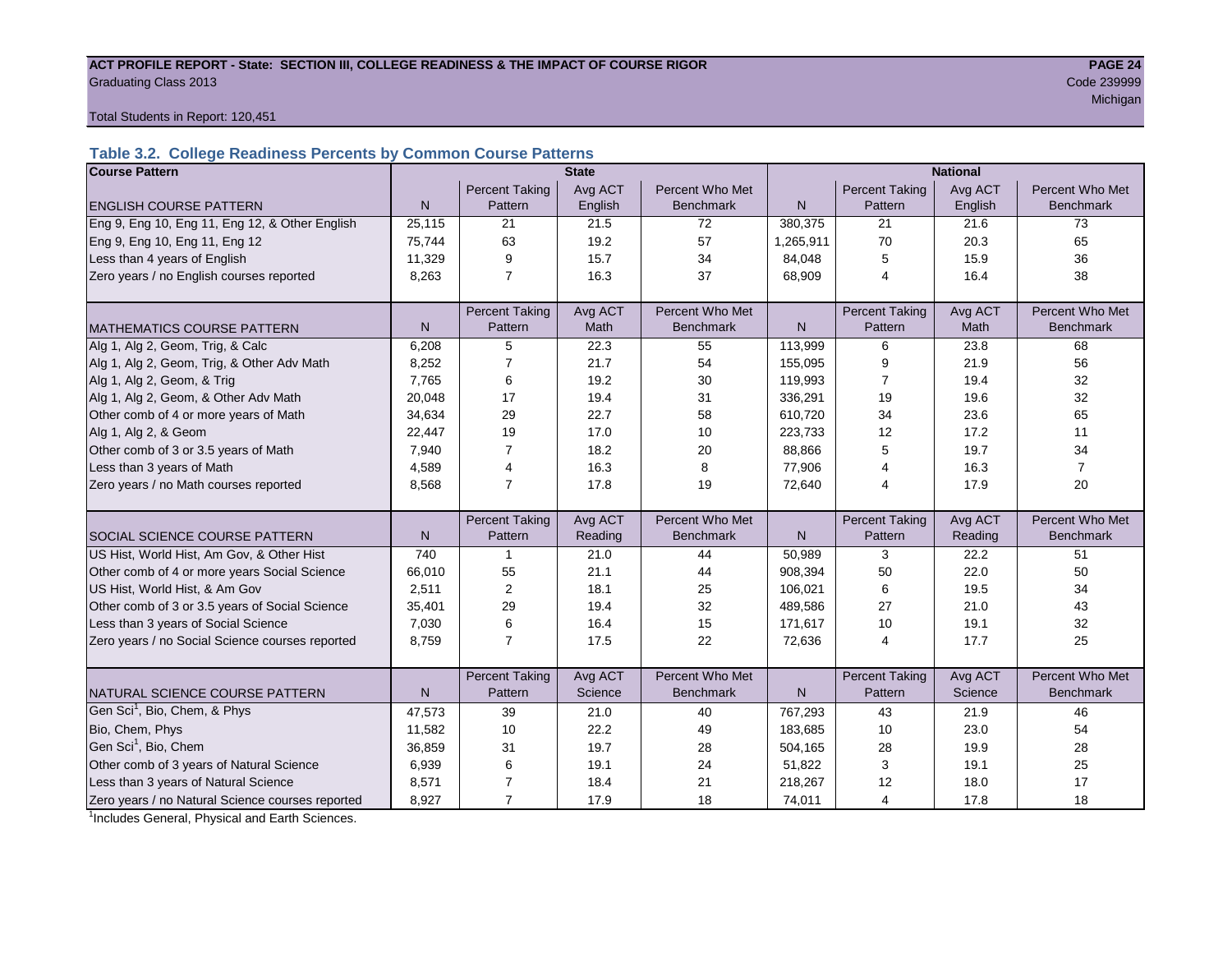**ACT PROFILE REPORT - State: SECTION III, COLLEGE READINESS & THE IMPACT OF COURSE RIGOR**
Graduating Class 2013
Code 239999
Michigan

Total Students in Report: 120,451

### Table 3.2. College Readiness Percents by Common Course Patterns

| Course Pattern | State | | | | National | | | |
|---|---|---|---|---|---|---|---|---|
| ENGLISH COURSE PATTERN | N | Percent Taking Pattern | Avg ACT English | Percent Who Met Benchmark | N | Percent Taking Pattern | Avg ACT English | Percent Who Met Benchmark |
| Eng 9, Eng 10, Eng 11, Eng 12, & Other English | 25,115 | 21 | 21.5 | 72 | 380,375 | 21 | 21.6 | 73 |
| Eng 9, Eng 10, Eng 11, Eng 12 | 75,744 | 63 | 19.2 | 57 | 1,265,911 | 70 | 20.3 | 65 |
| Less than 4 years of English | 11,329 | 9 | 15.7 | 34 | 84,048 | 5 | 15.9 | 36 |
| Zero years / no English courses reported | 8,263 | 7 | 16.3 | 37 | 68,909 | 4 | 16.4 | 38 |
| MATHEMATICS COURSE PATTERN | N | Percent Taking Pattern | Avg ACT Math | Percent Who Met Benchmark | N | Percent Taking Pattern | Avg ACT Math | Percent Who Met Benchmark |
| Alg 1, Alg 2, Geom, Trig, & Calc | 6,208 | 5 | 22.3 | 55 | 113,999 | 6 | 23.8 | 68 |
| Alg 1, Alg 2, Geom, Trig, & Other Adv Math | 8,252 | 7 | 21.7 | 54 | 155,095 | 9 | 21.9 | 56 |
| Alg 1, Alg 2, Geom, & Trig | 7,765 | 6 | 19.2 | 30 | 119,993 | 7 | 19.4 | 32 |
| Alg 1, Alg 2, Geom, & Other Adv Math | 20,048 | 17 | 19.4 | 31 | 336,291 | 19 | 19.6 | 32 |
| Other comb of 4 or more years of Math | 34,634 | 29 | 22.7 | 58 | 610,720 | 34 | 23.6 | 65 |
| Alg 1, Alg 2, & Geom | 22,447 | 19 | 17.0 | 10 | 223,733 | 12 | 17.2 | 11 |
| Other comb of 3 or 3.5 years of Math | 7,940 | 7 | 18.2 | 20 | 88,866 | 5 | 19.7 | 34 |
| Less than 3 years of Math | 4,589 | 4 | 16.3 | 8 | 77,906 | 4 | 16.3 | 7 |
| Zero years / no Math courses reported | 8,568 | 7 | 17.8 | 19 | 72,640 | 4 | 17.9 | 20 |
| SOCIAL SCIENCE COURSE PATTERN | N | Percent Taking Pattern | Avg ACT Reading | Percent Who Met Benchmark | N | Percent Taking Pattern | Avg ACT Reading | Percent Who Met Benchmark |
| US Hist, World Hist, Am Gov, & Other Hist | 740 | 1 | 21.0 | 44 | 50,989 | 3 | 22.2 | 51 |
| Other comb of 4 or more years Social Science | 66,010 | 55 | 21.1 | 44 | 908,394 | 50 | 22.0 | 50 |
| US Hist, World Hist, & Am Gov | 2,511 | 2 | 18.1 | 25 | 106,021 | 6 | 19.5 | 34 |
| Other comb of 3 or 3.5 years of Social Science | 35,401 | 29 | 19.4 | 32 | 489,586 | 27 | 21.0 | 43 |
| Less than 3 years of Social Science | 7,030 | 6 | 16.4 | 15 | 171,617 | 10 | 19.1 | 32 |
| Zero years / no Social Science courses reported | 8,759 | 7 | 17.5 | 22 | 72,636 | 4 | 17.7 | 25 |
| NATURAL SCIENCE COURSE PATTERN | N | Percent Taking Pattern | Avg ACT Science | Percent Who Met Benchmark | N | Percent Taking Pattern | Avg ACT Science | Percent Who Met Benchmark |
| Gen Sci[1], Bio, Chem, & Phys | 47,573 | 39 | 21.0 | 40 | 767,293 | 43 | 21.9 | 46 |
| Bio, Chem, Phys | 11,582 | 10 | 22.2 | 49 | 183,685 | 10 | 23.0 | 54 |
| Gen Sci[1], Bio, Chem | 36,859 | 31 | 19.7 | 28 | 504,165 | 28 | 19.9 | 28 |
| Other comb of 3 years of Natural Science | 6,939 | 6 | 19.1 | 24 | 51,822 | 3 | 19.1 | 25 |
| Less than 3 years of Natural Science | 8,571 | 7 | 18.4 | 21 | 218,267 | 12 | 18.0 | 17 |
| Zero years / no Natural Science courses reported | 8,927 | 7 | 17.9 | 18 | 74,011 | 4 | 17.8 | 18 |

[1]Includes General, Physical and Earth Sciences.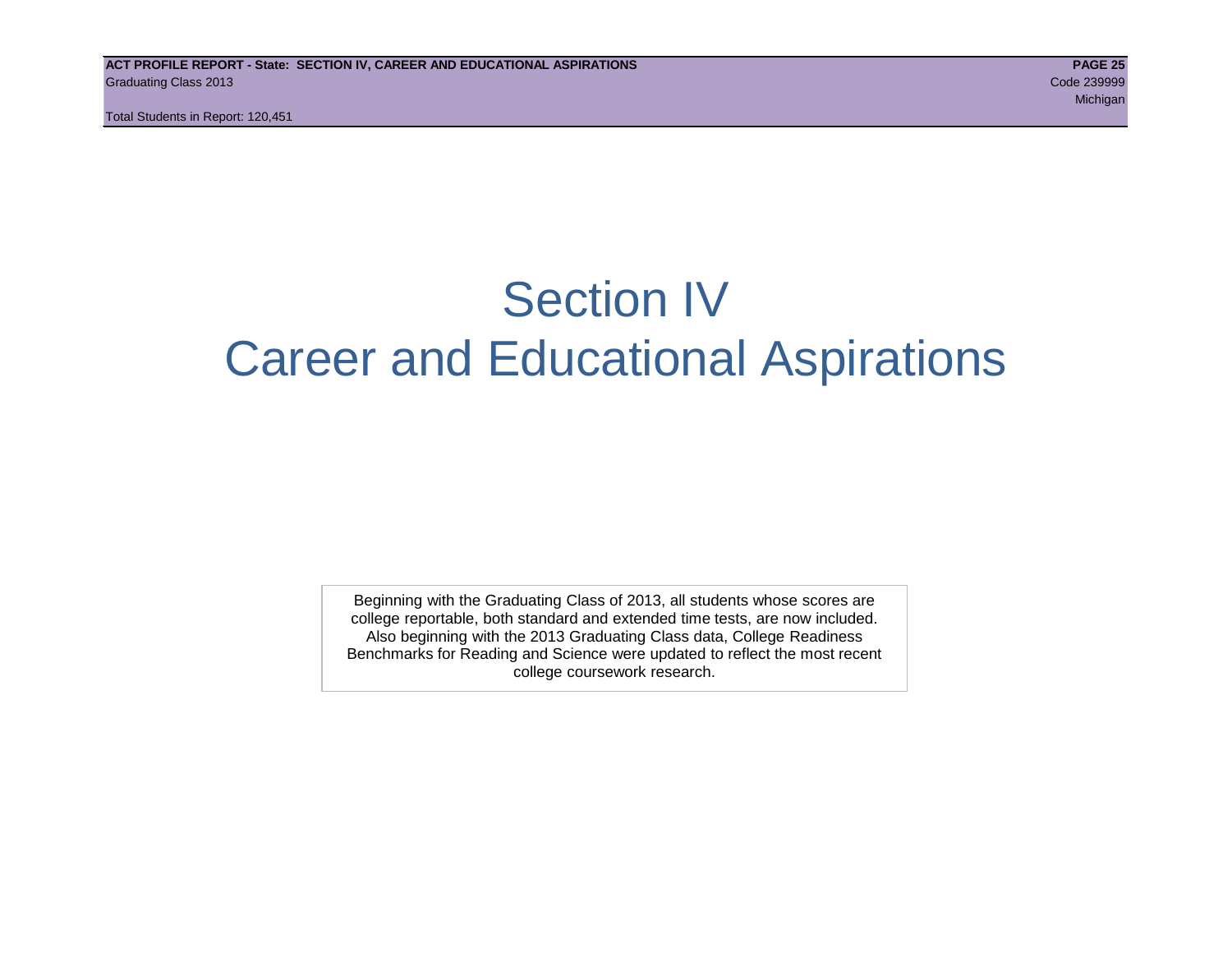# Section IV
# Career and Educational Aspirations

Beginning with the Graduating Class of 2013, all students whose scores are college reportable, both standard and extended time tests, are now included. Also beginning with the 2013 Graduating Class data, College Readiness Benchmarks for Reading and Science were updated to reflect the most recent college coursework research.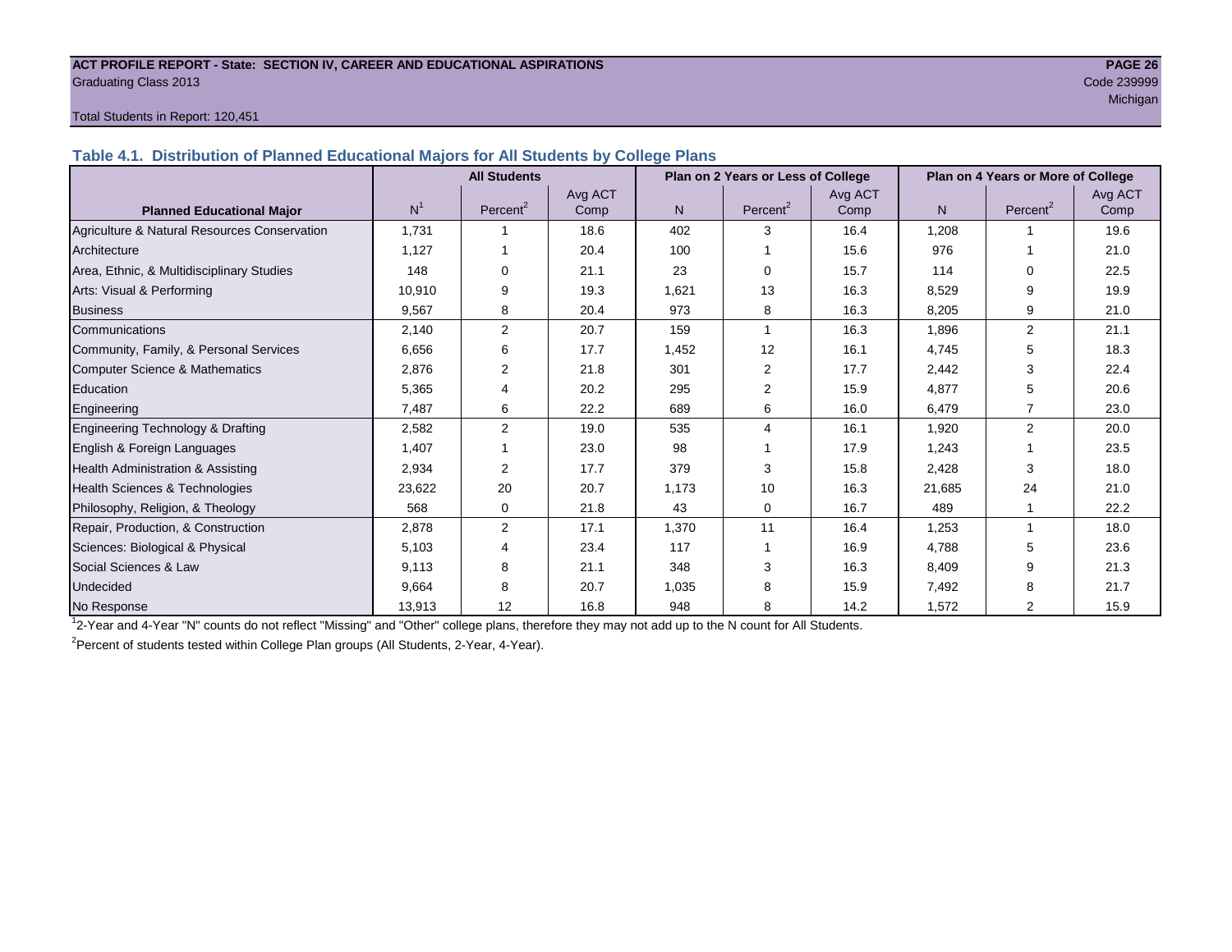**ACT PROFILE REPORT - State: SECTION IV, CAREER AND EDUCATIONAL ASPIRATIONS**
Graduating Class 2013
Code 239999
Michigan

Total Students in Report: 120,451

### Table 4.1. Distribution of Planned Educational Majors for All Students by College Plans

| | All Students | | | Plan on 2 Years or Less of College | | | Plan on 4 Years or More of College | | |
|---|---|---|---|---|---|---|---|---|---|
| Planned Educational Major | N[1] | Percent[2] | Avg ACT Comp | N | Percent[2] | Avg ACT Comp | N | Percent[2] | Avg ACT Comp |
| Agriculture & Natural Resources Conservation | 1,731 | 1 | 18.6 | 402 | 3 | 16.4 | 1,208 | 1 | 19.6 |
| Architecture | 1,127 | 1 | 20.4 | 100 | 1 | 15.6 | 976 | 1 | 21.0 |
| Area, Ethnic, & Multidisciplinary Studies | 148 | 0 | 21.1 | 23 | 0 | 15.7 | 114 | 0 | 22.5 |
| Arts: Visual & Performing | 10,910 | 9 | 19.3 | 1,621 | 13 | 16.3 | 8,529 | 9 | 19.9 |
| Business | 9,567 | 8 | 20.4 | 973 | 8 | 16.3 | 8,205 | 9 | 21.0 |
| Communications | 2,140 | 2 | 20.7 | 159 | 1 | 16.3 | 1,896 | 2 | 21.1 |
| Community, Family, & Personal Services | 6,656 | 6 | 17.7 | 1,452 | 12 | 16.1 | 4,745 | 5 | 18.3 |
| Computer Science & Mathematics | 2,876 | 2 | 21.8 | 301 | 2 | 17.7 | 2,442 | 3 | 22.4 |
| Education | 5,365 | 4 | 20.2 | 295 | 2 | 15.9 | 4,877 | 5 | 20.6 |
| Engineering | 7,487 | 6 | 22.2 | 689 | 6 | 16.0 | 6,479 | 7 | 23.0 |
| Engineering Technology & Drafting | 2,582 | 2 | 19.0 | 535 | 4 | 16.1 | 1,920 | 2 | 20.0 |
| English & Foreign Languages | 1,407 | 1 | 23.0 | 98 | 1 | 17.9 | 1,243 | 1 | 23.5 |
| Health Administration & Assisting | 2,934 | 2 | 17.7 | 379 | 3 | 15.8 | 2,428 | 3 | 18.0 |
| Health Sciences & Technologies | 23,622 | 20 | 20.7 | 1,173 | 10 | 16.3 | 21,685 | 24 | 21.0 |
| Philosophy, Religion, & Theology | 568 | 0 | 21.8 | 43 | 0 | 16.7 | 489 | 1 | 22.2 |
| Repair, Production, & Construction | 2,878 | 2 | 17.1 | 1,370 | 11 | 16.4 | 1,253 | 1 | 18.0 |
| Sciences: Biological & Physical | 5,103 | 4 | 23.4 | 117 | 1 | 16.9 | 4,788 | 5 | 23.6 |
| Social Sciences & Law | 9,113 | 8 | 21.1 | 348 | 3 | 16.3 | 8,409 | 9 | 21.3 |
| Undecided | 9,664 | 8 | 20.7 | 1,035 | 8 | 15.9 | 7,492 | 8 | 21.7 |
| No Response | 13,913 | 12 | 16.8 | 948 | 8 | 14.2 | 1,572 | 2 | 15.9 |

[1]2-Year and 4-Year "N" counts do not reflect "Missing" and "Other" college plans, therefore they may not add up to the N count for All Students.

[2]Percent of students tested within College Plan groups (All Students, 2-Year, 4-Year).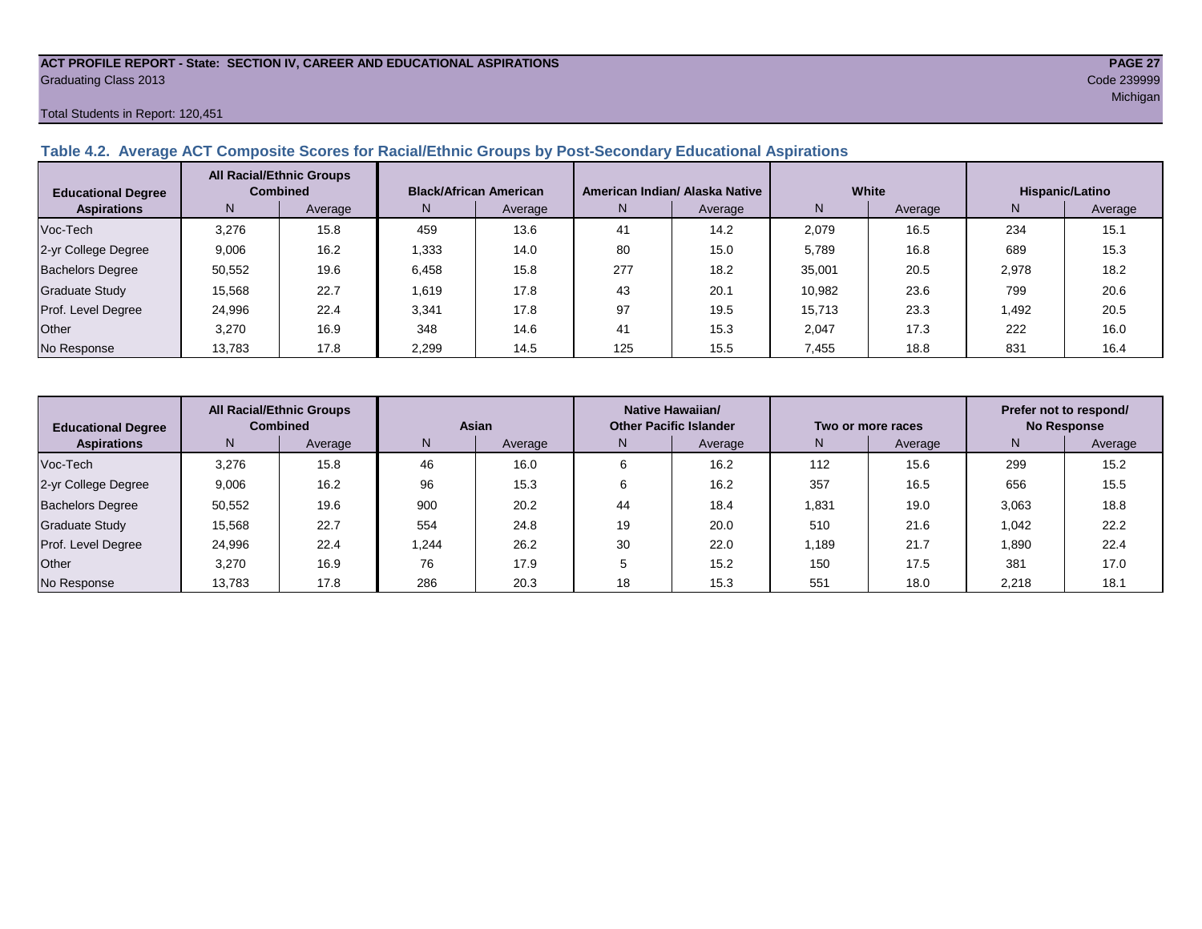**ACT PROFILE REPORT - State: SECTION IV, CAREER AND EDUCATIONAL ASPIRATIONS**

Graduating Class 2013

Code 239999

Michigan

Total Students in Report: 120,451

## Table 4.2. Average ACT Composite Scores for Racial/Ethnic Groups by Post-Secondary Educational Aspirations

| Educational Degree Aspirations | All Racial/Ethnic Groups Combined | | Black/African American | | American Indian/ Alaska Native | | White | | Hispanic/Latino | |
|---|---|---|---|---|---|---|---|---|---|---|
| | N | Average | N | Average | N | Average | N | Average | N | Average |
| Voc-Tech | 3,276 | 15.8 | 459 | 13.6 | 41 | 14.2 | 2,079 | 16.5 | 234 | 15.1 |
| 2-yr College Degree | 9,006 | 16.2 | 1,333 | 14.0 | 80 | 15.0 | 5,789 | 16.8 | 689 | 15.3 |
| Bachelors Degree | 50,552 | 19.6 | 6,458 | 15.8 | 277 | 18.2 | 35,001 | 20.5 | 2,978 | 18.2 |
| Graduate Study | 15,568 | 22.7 | 1,619 | 17.8 | 43 | 20.1 | 10,982 | 23.6 | 799 | 20.6 |
| Prof. Level Degree | 24,996 | 22.4 | 3,341 | 17.8 | 97 | 19.5 | 15,713 | 23.3 | 1,492 | 20.5 |
| Other | 3,270 | 16.9 | 348 | 14.6 | 41 | 15.3 | 2,047 | 17.3 | 222 | 16.0 |
| No Response | 13,783 | 17.8 | 2,299 | 14.5 | 125 | 15.5 | 7,455 | 18.8 | 831 | 16.4 |

| Educational Degree Aspirations | All Racial/Ethnic Groups Combined | | Asian | | Native Hawaiian/ Other Pacific Islander | | Two or more races | | Prefer not to respond/ No Response | |
|---|---|---|---|---|---|---|---|---|---|---|
| | N | Average | N | Average | N | Average | N | Average | N | Average |
| Voc-Tech | 3,276 | 15.8 | 46 | 16.0 | 6 | 16.2 | 112 | 15.6 | 299 | 15.2 |
| 2-yr College Degree | 9,006 | 16.2 | 96 | 15.3 | 6 | 16.2 | 357 | 16.5 | 656 | 15.5 |
| Bachelors Degree | 50,552 | 19.6 | 900 | 20.2 | 44 | 18.4 | 1,831 | 19.0 | 3,063 | 18.8 |
| Graduate Study | 15,568 | 22.7 | 554 | 24.8 | 19 | 20.0 | 510 | 21.6 | 1,042 | 22.2 |
| Prof. Level Degree | 24,996 | 22.4 | 1,244 | 26.2 | 30 | 22.0 | 1,189 | 21.7 | 1,890 | 22.4 |
| Other | 3,270 | 16.9 | 76 | 17.9 | 5 | 15.2 | 150 | 17.5 | 381 | 17.0 |
| No Response | 13,783 | 17.8 | 286 | 20.3 | 18 | 15.3 | 551 | 18.0 | 2,218 | 18.1 |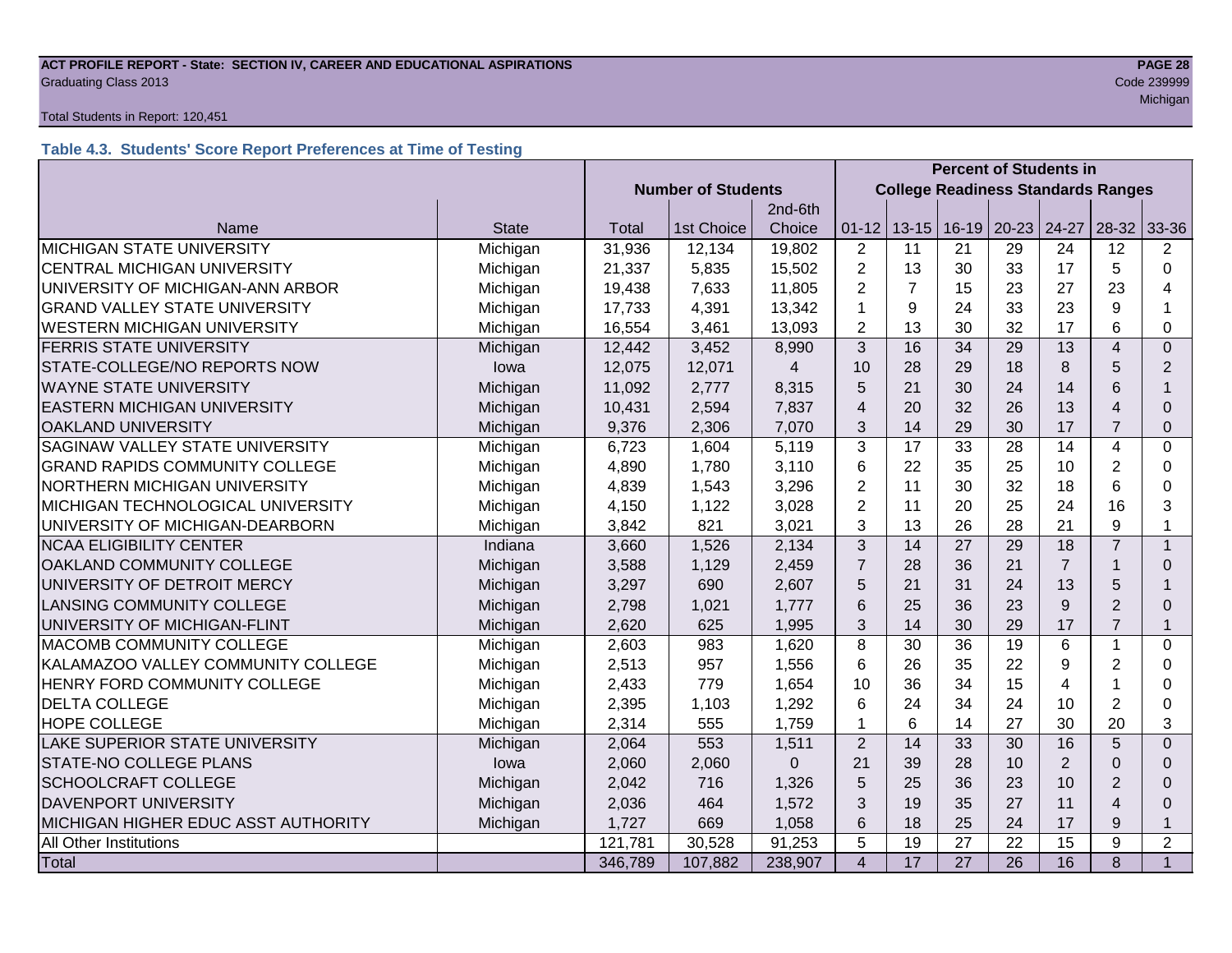## Table 4.3. Students' Score Report Preferences at Time of Testing

| Name | State | Number of Students | | | Percent of Students in College Readiness Standards Ranges | | | | | | |
|---|---|---|---|---|---|---|---|---|---|---|---|
| | | Total | 1st Choice | 2nd-6th Choice | 01-12 | 13-15 | 16-19 | 20-23 | 24-27 | 28-32 | 33-36 |
| MICHIGAN STATE UNIVERSITY | Michigan | 31,936 | 12,134 | 19,802 | 2 | 11 | 21 | 29 | 24 | 12 | 2 |
| CENTRAL MICHIGAN UNIVERSITY | Michigan | 21,337 | 5,835 | 15,502 | 2 | 13 | 30 | 33 | 17 | 5 | 0 |
| UNIVERSITY OF MICHIGAN-ANN ARBOR | Michigan | 19,438 | 7,633 | 11,805 | 2 | 7 | 15 | 23 | 27 | 23 | 4 |
| GRAND VALLEY STATE UNIVERSITY | Michigan | 17,733 | 4,391 | 13,342 | 1 | 9 | 24 | 33 | 23 | 9 | 1 |
| WESTERN MICHIGAN UNIVERSITY | Michigan | 16,554 | 3,461 | 13,093 | 2 | 13 | 30 | 32 | 17 | 6 | 0 |
| FERRIS STATE UNIVERSITY | Michigan | 12,442 | 3,452 | 8,990 | 3 | 16 | 34 | 29 | 13 | 4 | 0 |
| STATE-COLLEGE/NO REPORTS NOW | Iowa | 12,075 | 12,071 | 4 | 10 | 28 | 29 | 18 | 8 | 5 | 2 |
| WAYNE STATE UNIVERSITY | Michigan | 11,092 | 2,777 | 8,315 | 5 | 21 | 30 | 24 | 14 | 6 | 1 |
| EASTERN MICHIGAN UNIVERSITY | Michigan | 10,431 | 2,594 | 7,837 | 4 | 20 | 32 | 26 | 13 | 4 | 0 |
| OAKLAND UNIVERSITY | Michigan | 9,376 | 2,306 | 7,070 | 3 | 14 | 29 | 30 | 17 | 7 | 0 |
| SAGINAW VALLEY STATE UNIVERSITY | Michigan | 6,723 | 1,604 | 5,119 | 3 | 17 | 33 | 28 | 14 | 4 | 0 |
| GRAND RAPIDS COMMUNITY COLLEGE | Michigan | 4,890 | 1,780 | 3,110 | 6 | 22 | 35 | 25 | 10 | 2 | 0 |
| NORTHERN MICHIGAN UNIVERSITY | Michigan | 4,839 | 1,543 | 3,296 | 2 | 11 | 30 | 32 | 18 | 6 | 0 |
| MICHIGAN TECHNOLOGICAL UNIVERSITY | Michigan | 4,150 | 1,122 | 3,028 | 2 | 11 | 20 | 25 | 24 | 16 | 3 |
| UNIVERSITY OF MICHIGAN-DEARBORN | Michigan | 3,842 | 821 | 3,021 | 3 | 13 | 26 | 28 | 21 | 9 | 1 |
| NCAA ELIGIBILITY CENTER | Indiana | 3,660 | 1,526 | 2,134 | 3 | 14 | 27 | 29 | 18 | 7 | 1 |
| OAKLAND COMMUNITY COLLEGE | Michigan | 3,588 | 1,129 | 2,459 | 7 | 28 | 36 | 21 | 7 | 1 | 0 |
| UNIVERSITY OF DETROIT MERCY | Michigan | 3,297 | 690 | 2,607 | 5 | 21 | 31 | 24 | 13 | 5 | 1 |
| LANSING COMMUNITY COLLEGE | Michigan | 2,798 | 1,021 | 1,777 | 6 | 25 | 36 | 23 | 9 | 2 | 0 |
| UNIVERSITY OF MICHIGAN-FLINT | Michigan | 2,620 | 625 | 1,995 | 3 | 14 | 30 | 29 | 17 | 7 | 1 |
| MACOMB COMMUNITY COLLEGE | Michigan | 2,603 | 983 | 1,620 | 8 | 30 | 36 | 19 | 6 | 1 | 0 |
| KALAMAZOO VALLEY COMMUNITY COLLEGE | Michigan | 2,513 | 957 | 1,556 | 6 | 26 | 35 | 22 | 9 | 2 | 0 |
| HENRY FORD COMMUNITY COLLEGE | Michigan | 2,433 | 779 | 1,654 | 10 | 36 | 34 | 15 | 4 | 1 | 0 |
| DELTA COLLEGE | Michigan | 2,395 | 1,103 | 1,292 | 6 | 24 | 34 | 24 | 10 | 2 | 0 |
| HOPE COLLEGE | Michigan | 2,314 | 555 | 1,759 | 1 | 6 | 14 | 27 | 30 | 20 | 3 |
| LAKE SUPERIOR STATE UNIVERSITY | Michigan | 2,064 | 553 | 1,511 | 2 | 14 | 33 | 30 | 16 | 5 | 0 |
| STATE-NO COLLEGE PLANS | Iowa | 2,060 | 2,060 | 0 | 21 | 39 | 28 | 10 | 2 | 0 | 0 |
| SCHOOLCRAFT COLLEGE | Michigan | 2,042 | 716 | 1,326 | 5 | 25 | 36 | 23 | 10 | 2 | 0 |
| DAVENPORT UNIVERSITY | Michigan | 2,036 | 464 | 1,572 | 3 | 19 | 35 | 27 | 11 | 4 | 0 |
| MICHIGAN HIGHER EDUC ASST AUTHORITY | Michigan | 1,727 | 669 | 1,058 | 6 | 18 | 25 | 24 | 17 | 9 | 1 |
| All Other Institutions | | 121,781 | 30,528 | 91,253 | 5 | 19 | 27 | 22 | 15 | 9 | 2 |
| Total | | 346,789 | 107,882 | 238,907 | 4 | 17 | 27 | 26 | 16 | 8 | 1 |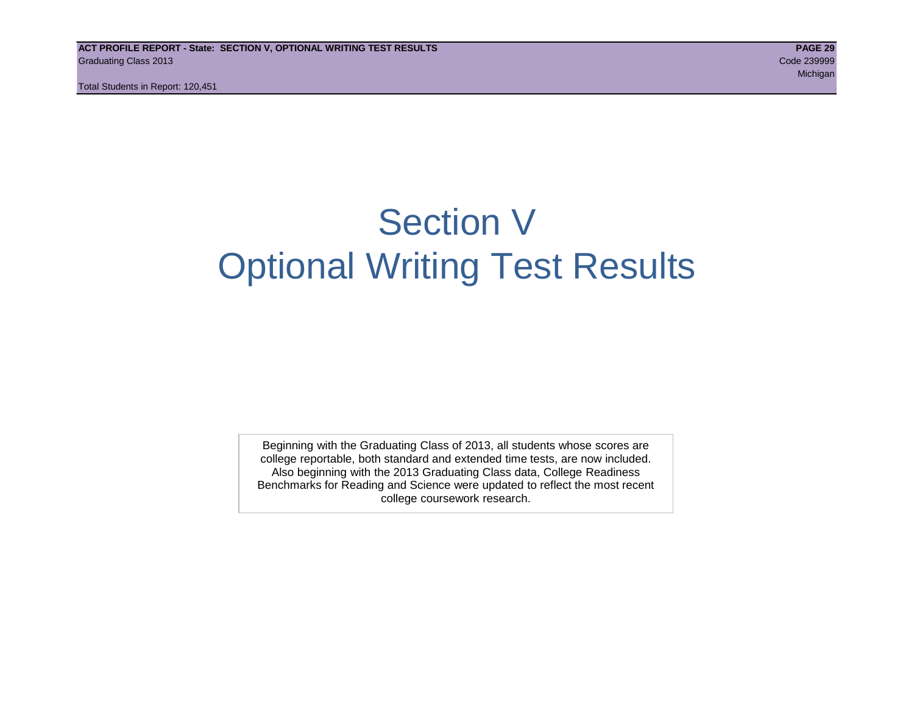# Section V
# Optional Writing Test Results

Beginning with the Graduating Class of 2013, all students whose scores are college reportable, both standard and extended time tests, are now included. Also beginning with the 2013 Graduating Class data, College Readiness Benchmarks for Reading and Science were updated to reflect the most recent college coursework research.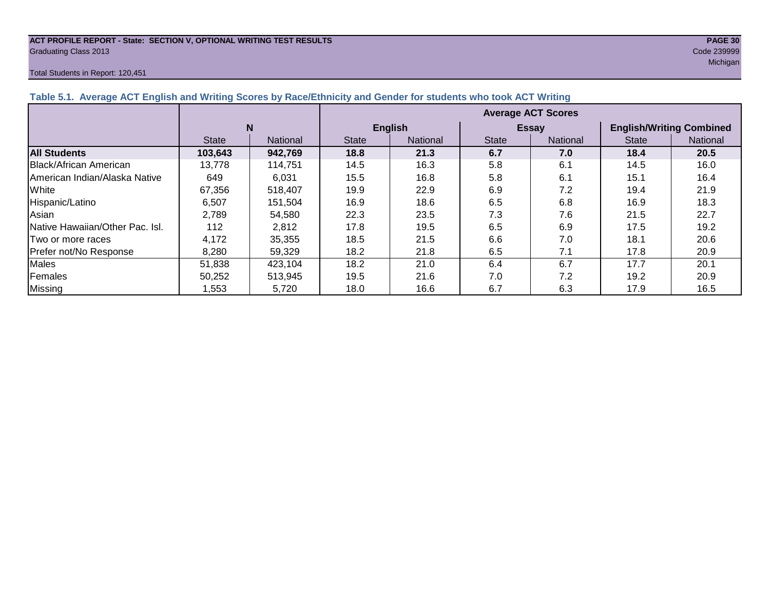**ACT PROFILE REPORT - State: SECTION V, OPTIONAL WRITING TEST RESULTS**
Graduating Class 2013

Code 239999
Michigan

Total Students in Report: 120,451

### Table 5.1. Average ACT English and Writing Scores by Race/Ethnicity and Gender for students who took ACT Writing

| | N | | Average ACT Scores | | | | | |
|---|---|---|---|---|---|---|---|---|
| | | | English | | Essay | | English/Writing Combined | |
| | State | National | State | National | State | National | State | National |
| **All Students** | **103,643** | **942,769** | **18.8** | **21.3** | **6.7** | **7.0** | **18.4** | **20.5** |
| Black/African American | 13,778 | 114,751 | 14.5 | 16.3 | 5.8 | 6.1 | 14.5 | 16.0 |
| American Indian/Alaska Native | 649 | 6,031 | 15.5 | 16.8 | 5.8 | 6.1 | 15.1 | 16.4 |
| White | 67,356 | 518,407 | 19.9 | 22.9 | 6.9 | 7.2 | 19.4 | 21.9 |
| Hispanic/Latino | 6,507 | 151,504 | 16.9 | 18.6 | 6.5 | 6.8 | 16.9 | 18.3 |
| Asian | 2,789 | 54,580 | 22.3 | 23.5 | 7.3 | 7.6 | 21.5 | 22.7 |
| Native Hawaiian/Other Pac. Isl. | 112 | 2,812 | 17.8 | 19.5 | 6.5 | 6.9 | 17.5 | 19.2 |
| Two or more races | 4,172 | 35,355 | 18.5 | 21.5 | 6.6 | 7.0 | 18.1 | 20.6 |
| Prefer not/No Response | 8,280 | 59,329 | 18.2 | 21.8 | 6.5 | 7.1 | 17.8 | 20.9 |
| Males | 51,838 | 423,104 | 18.2 | 21.0 | 6.4 | 6.7 | 17.7 | 20.1 |
| Females | 50,252 | 513,945 | 19.5 | 21.6 | 7.0 | 7.2 | 19.2 | 20.9 |
| Missing | 1,553 | 5,720 | 18.0 | 16.6 | 6.7 | 6.3 | 17.9 | 16.5 |